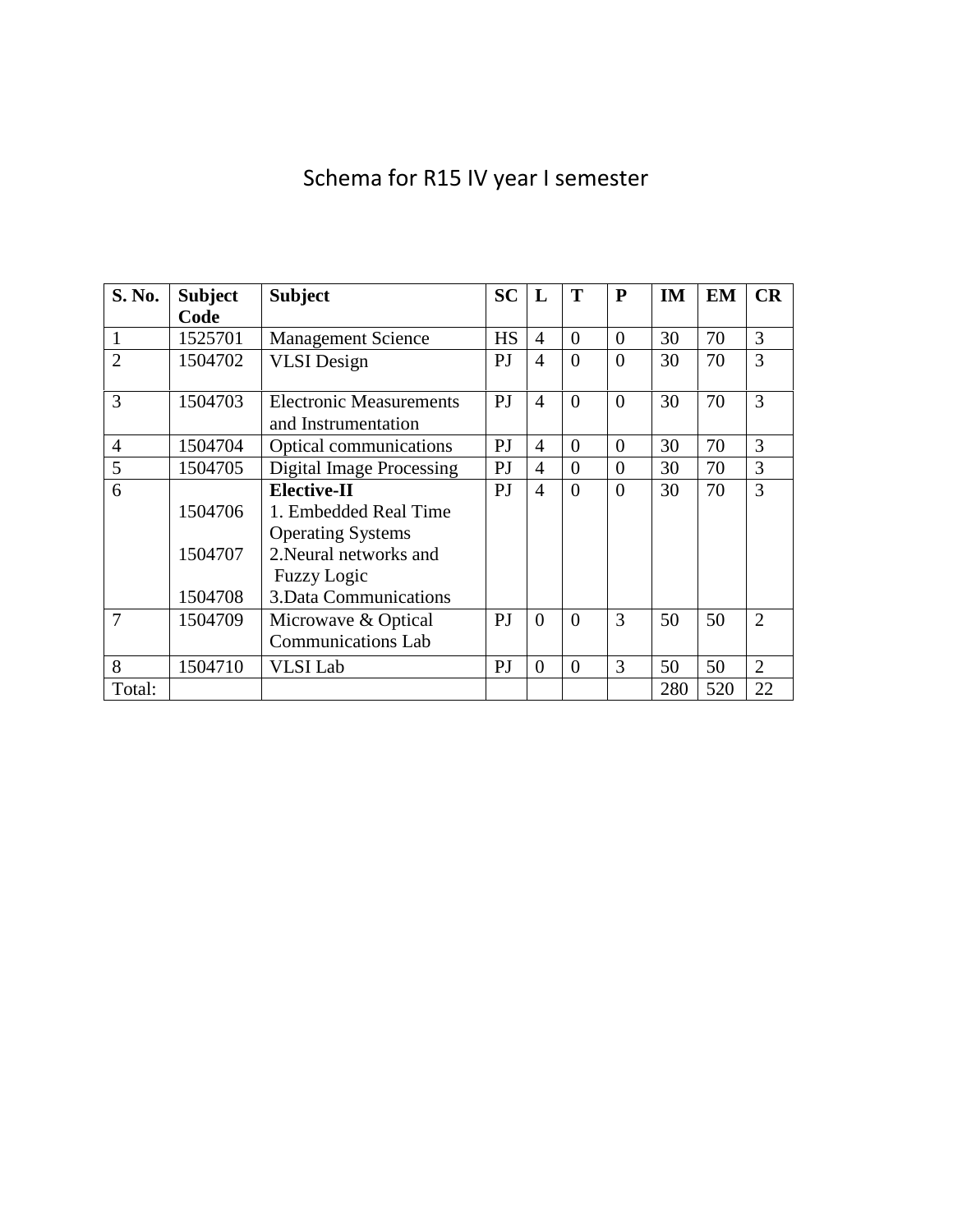# Schema for R15 IV year I semester

| S. No. | Subject Code | Subject | SC | L | T | P | IM | EM | CR |
|---|---|---|---|---|---|---|---|---|---|
| 1 | 1525701 | Management Science | HS | 4 | 0 | 0 | 30 | 70 | 3 |
| 2 | 1504702 | VLSI Design | PJ | 4 | 0 | 0 | 30 | 70 | 3 |
| 3 | 1504703 | Electronic Measurements and Instrumentation | PJ | 4 | 0 | 0 | 30 | 70 | 3 |
| 4 | 1504704 | Optical communications | PJ | 4 | 0 | 0 | 30 | 70 | 3 |
| 5 | 1504705 | Digital Image Processing | PJ | 4 | 0 | 0 | 30 | 70 | 3 |
| 6 | 1504706<br>1504707<br>1504708 | **Elective-II**<br>1. Embedded Real Time Operating Systems<br>2.Neural networks and Fuzzy Logic<br>3.Data Communications | PJ | 4 | 0 | 0 | 30 | 70 | 3 |
| 7 | 1504709 | Microwave & Optical Communications Lab | PJ | 0 | 0 | 3 | 50 | 50 | 2 |
| 8 | 1504710 | VLSI Lab | PJ | 0 | 0 | 3 | 50 | 50 | 2 |
| Total: | | | | | | | 280 | 520 | 22 |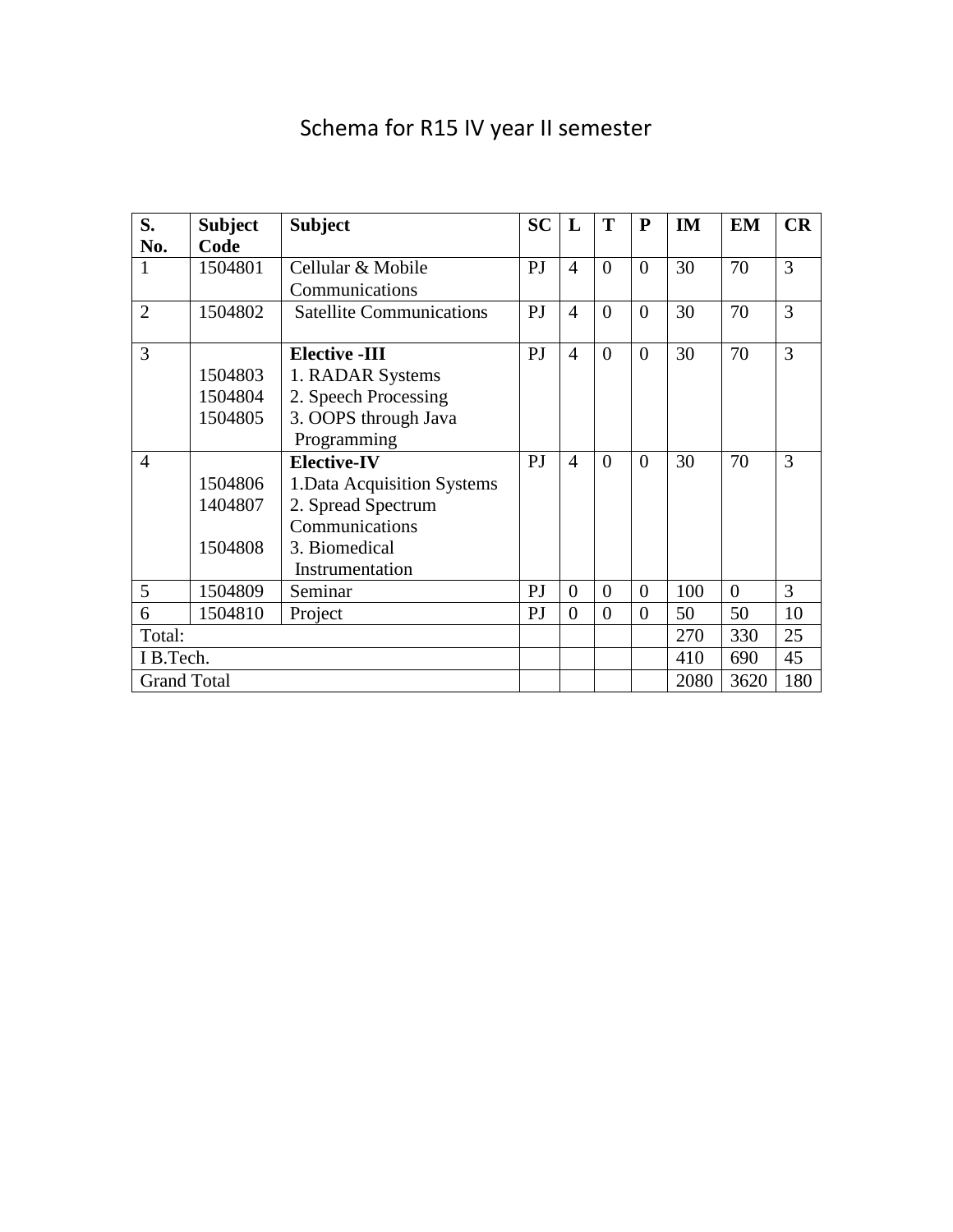# Schema for R15 IV year II semester

| S. No. | Subject Code | Subject | SC | L | T | P | IM | EM | CR |
|---|---|---|---|---|---|---|---|---|---|
| 1 | 1504801 | Cellular & Mobile Communications | PJ | 4 | 0 | 0 | 30 | 70 | 3 |
| 2 | 1504802 | Satellite Communications | PJ | 4 | 0 | 0 | 30 | 70 | 3 |
| 3 | <br>1504803<br>1504804<br>1504805 | **Elective -III**<br>1. RADAR Systems<br>2. Speech Processing<br>3. OOPS through Java Programming | PJ | 4 | 0 | 0 | 30 | 70 | 3 |
| 4 | <br>1504806<br>1404807<br><br>1504808 | **Elective-IV**<br>1.Data Acquisition Systems<br>2. Spread Spectrum Communications<br>3. Biomedical Instrumentation | PJ | 4 | 0 | 0 | 30 | 70 | 3 |
| 5 | 1504809 | Seminar | PJ | 0 | 0 | 0 | 100 | 0 | 3 |
| 6 | 1504810 | Project | PJ | 0 | 0 | 0 | 50 | 50 | 10 |
| Total: | | | | | | | 270 | 330 | 25 |
| I B.Tech. | | | | | | | 410 | 690 | 45 |
| Grand Total | | | | | | | 2080 | 3620 | 180 |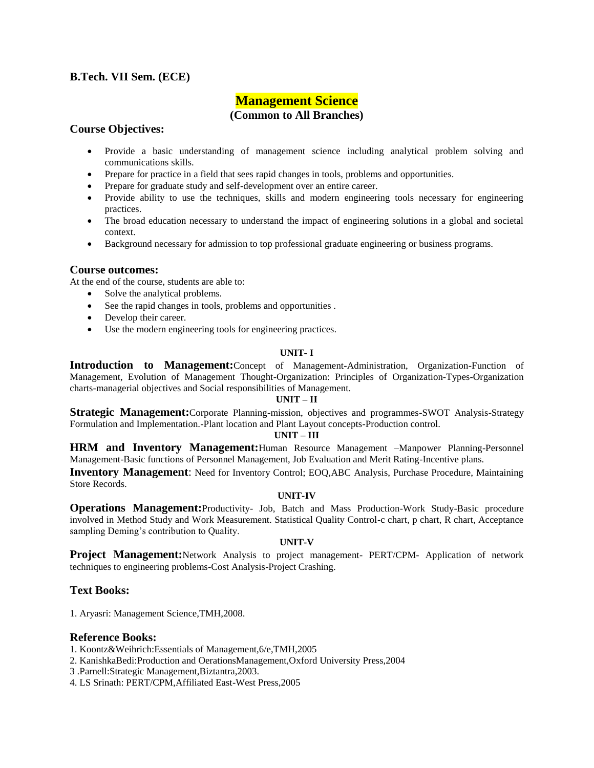**B.Tech. VII Sem. (ECE)**

# Management Science

**(Common to All Branches)**

## Course Objectives:

- Provide a basic understanding of management science including analytical problem solving and communications skills.
- Prepare for practice in a field that sees rapid changes in tools, problems and opportunities.
- Prepare for graduate study and self-development over an entire career.
- Provide ability to use the techniques, skills and modern engineering tools necessary for engineering practices.
- The broad education necessary to understand the impact of engineering solutions in a global and societal context.
- Background necessary for admission to top professional graduate engineering or business programs.

## Course outcomes:

At the end of the course, students are able to:

- Solve the analytical problems.
- See the rapid changes in tools, problems and opportunities .
- Develop their career.
- Use the modern engineering tools for engineering practices.

**UNIT- I**

**Introduction to Management:**Concept of Management-Administration, Organization-Function of Management, Evolution of Management Thought-Organization: Principles of Organization-Types-Organization charts-managerial objectives and Social responsibilities of Management.

**UNIT – II**

**Strategic Management:**Corporate Planning-mission, objectives and programmes-SWOT Analysis-Strategy Formulation and Implementation.-Plant location and Plant Layout concepts-Production control.

**UNIT – III**

**HRM and Inventory Management:**Human Resource Management –Manpower Planning-Personnel Management-Basic functions of Personnel Management, Job Evaluation and Merit Rating-Incentive plans.

**Inventory Management**: Need for Inventory Control; EOQ,ABC Analysis, Purchase Procedure, Maintaining Store Records.

**UNIT-IV**

**Operations Management:**Productivity- Job, Batch and Mass Production-Work Study-Basic procedure involved in Method Study and Work Measurement. Statistical Quality Control-c chart, p chart, R chart, Acceptance sampling Deming's contribution to Quality.

**UNIT-V**

**Project Management:**Network Analysis to project management- PERT/CPM- Application of network techniques to engineering problems-Cost Analysis-Project Crashing.

## Text Books:

1. Aryasri: Management Science,TMH,2008.

## Reference Books:

1. Koontz&Weihrich:Essentials of Management,6/e,TMH,2005
2. KanishkaBedi:Production and OerationsManagement,Oxford University Press,2004
3 .Parnell:Strategic Management,Biztantra,2003.
4. LS Srinath: PERT/CPM,Affiliated East-West Press,2005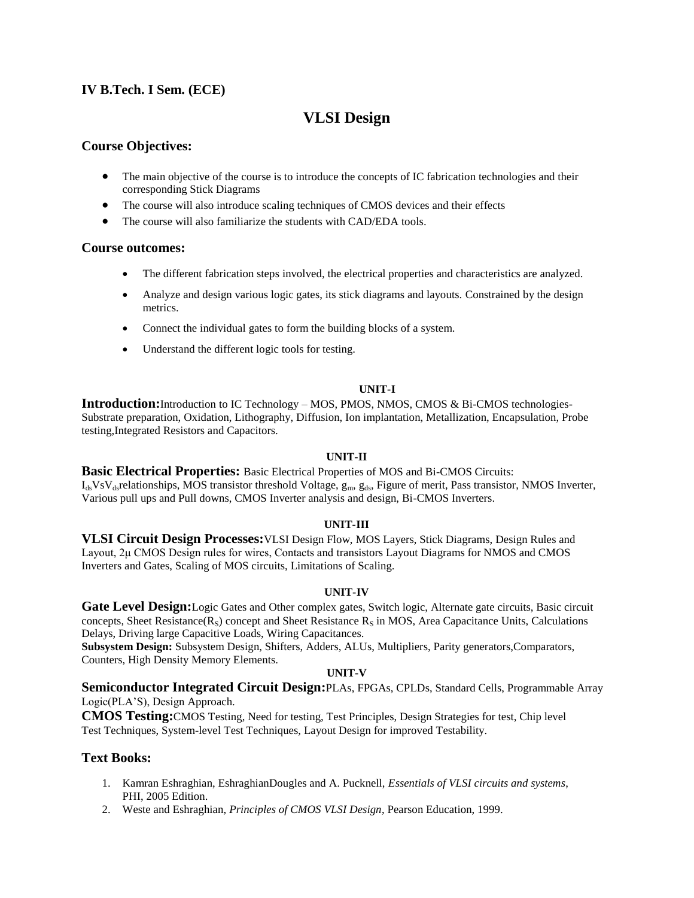**IV B.Tech. I Sem. (ECE)**

# VLSI Design

## Course Objectives:

- The main objective of the course is to introduce the concepts of IC fabrication technologies and their corresponding Stick Diagrams
- The course will also introduce scaling techniques of CMOS devices and their effects
- The course will also familiarize the students with CAD/EDA tools.

## Course outcomes:

- The different fabrication steps involved, the electrical properties and characteristics are analyzed.
- Analyze and design various logic gates, its stick diagrams and layouts. Constrained by the design metrics.
- Connect the individual gates to form the building blocks of a system.
- Understand the different logic tools for testing.

**UNIT-I**

**Introduction:** Introduction to IC Technology – MOS, PMOS, NMOS, CMOS & Bi-CMOS technologies- Substrate preparation, Oxidation, Lithography, Diffusion, Ion implantation, Metallization, Encapsulation, Probe testing, Integrated Resistors and Capacitors.

**UNIT-II**

**Basic Electrical Properties:** Basic Electrical Properties of MOS and Bi-CMOS Circuits: $I_{ds}$ Vs $V_{ds}$ relationships, MOS transistor threshold Voltage, $g_m$, $g_{ds}$, Figure of merit, Pass transistor, NMOS Inverter, Various pull ups and Pull downs, CMOS Inverter analysis and design, Bi-CMOS Inverters.

**UNIT-III**

**VLSI Circuit Design Processes:** VLSI Design Flow, MOS Layers, Stick Diagrams, Design Rules and Layout, 2μ CMOS Design rules for wires, Contacts and transistors Layout Diagrams for NMOS and CMOS Inverters and Gates, Scaling of MOS circuits, Limitations of Scaling.

**UNIT-IV**

**Gate Level Design:** Logic Gates and Other complex gates, Switch logic, Alternate gate circuits, Basic circuit concepts, Sheet Resistance($R_S$) concept and Sheet Resistance $R_S$ in MOS, Area Capacitance Units, Calculations Delays, Driving large Capacitive Loads, Wiring Capacitances.

**Subsystem Design:** Subsystem Design, Shifters, Adders, ALUs, Multipliers, Parity generators, Comparators, Counters, High Density Memory Elements.

**UNIT-V**

**Semiconductor Integrated Circuit Design:** PLAs, FPGAs, CPLDs, Standard Cells, Programmable Array Logic(PLA'S), Design Approach.

**CMOS Testing:** CMOS Testing, Need for testing, Test Principles, Design Strategies for test, Chip level Test Techniques, System-level Test Techniques, Layout Design for improved Testability.

## Text Books:

1. Kamran Eshraghian, EshraghianDougles and A. Pucknell, *Essentials of VLSI circuits and systems*, PHI, 2005 Edition.
2. Weste and Eshraghian, *Principles of CMOS VLSI Design*, Pearson Education, 1999.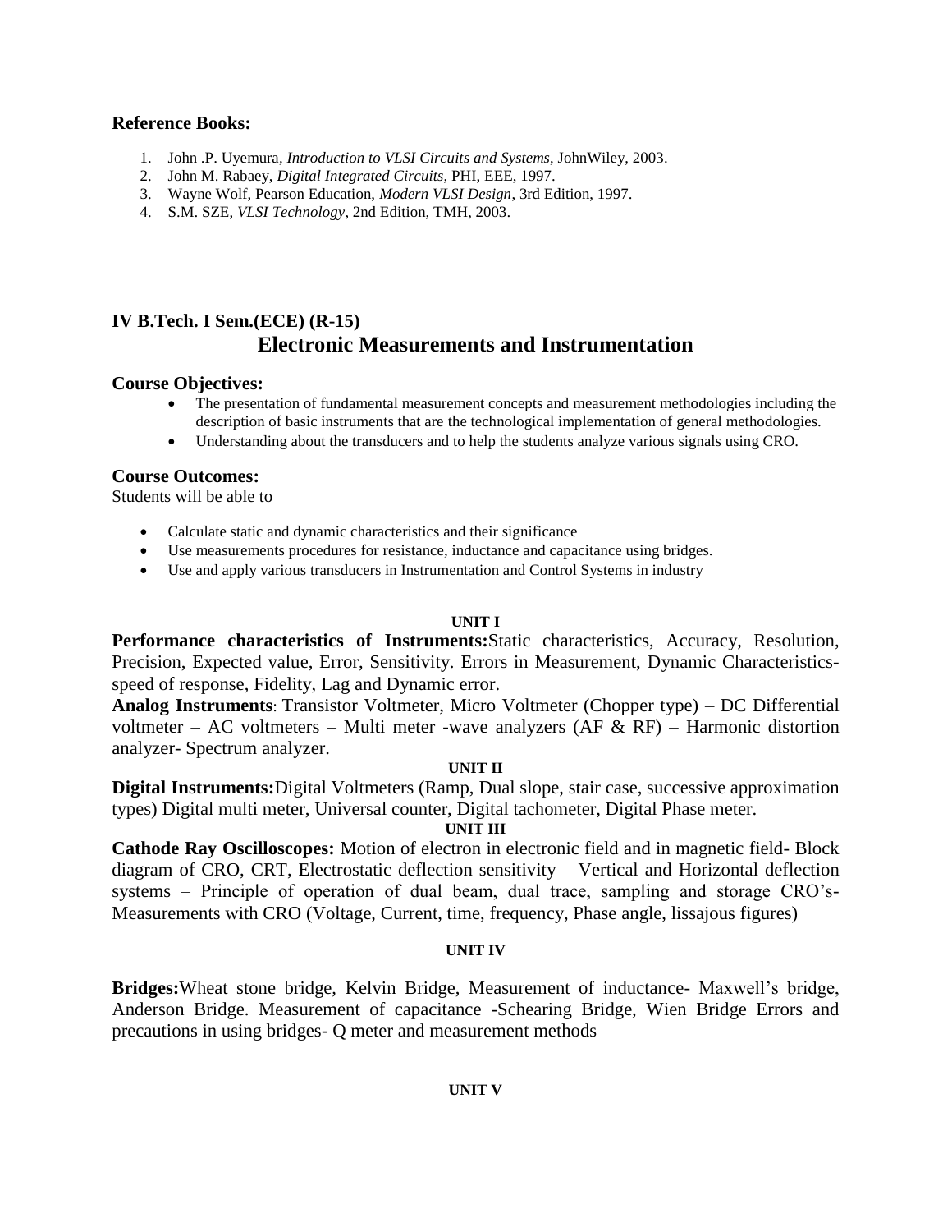## Reference Books:

1. John .P. Uyemura, *Introduction to VLSI Circuits and Systems*, JohnWiley, 2003.
2. John M. Rabaey, *Digital Integrated Circuits*, PHI, EEE, 1997.
3. Wayne Wolf, Pearson Education, *Modern VLSI Design*, 3rd Edition, 1997.
4. S.M. SZE, *VLSI Technology*, 2nd Edition, TMH, 2003.

## IV B.Tech. I Sem.(ECE) (R-15)

# Electronic Measurements and Instrumentation

## Course Objectives:

- The presentation of fundamental measurement concepts and measurement methodologies including the description of basic instruments that are the technological implementation of general methodologies.
- Understanding about the transducers and to help the students analyze various signals using CRO.

## Course Outcomes:

Students will be able to

- Calculate static and dynamic characteristics and their significance
- Use measurements procedures for resistance, inductance and capacitance using bridges.
- Use and apply various transducers in Instrumentation and Control Systems in industry

### UNIT I

**Performance characteristics of Instruments:** Static characteristics, Accuracy, Resolution, Precision, Expected value, Error, Sensitivity. Errors in Measurement, Dynamic Characteristics-speed of response, Fidelity, Lag and Dynamic error.

**Analog Instruments**: Transistor Voltmeter, Micro Voltmeter (Chopper type) – DC Differential voltmeter – AC voltmeters – Multi meter -wave analyzers (AF & RF) – Harmonic distortion analyzer- Spectrum analyzer.

### UNIT II

**Digital Instruments:** Digital Voltmeters (Ramp, Dual slope, stair case, successive approximation types) Digital multi meter, Universal counter, Digital tachometer, Digital Phase meter.

### UNIT III

**Cathode Ray Oscilloscopes:** Motion of electron in electronic field and in magnetic field- Block diagram of CRO, CRT, Electrostatic deflection sensitivity – Vertical and Horizontal deflection systems – Principle of operation of dual beam, dual trace, sampling and storage CRO's-Measurements with CRO (Voltage, Current, time, frequency, Phase angle, lissajous figures)

### UNIT IV

**Bridges:** Wheat stone bridge, Kelvin Bridge, Measurement of inductance- Maxwell's bridge, Anderson Bridge. Measurement of capacitance -Schearing Bridge, Wien Bridge Errors and precautions in using bridges- Q meter and measurement methods

### UNIT V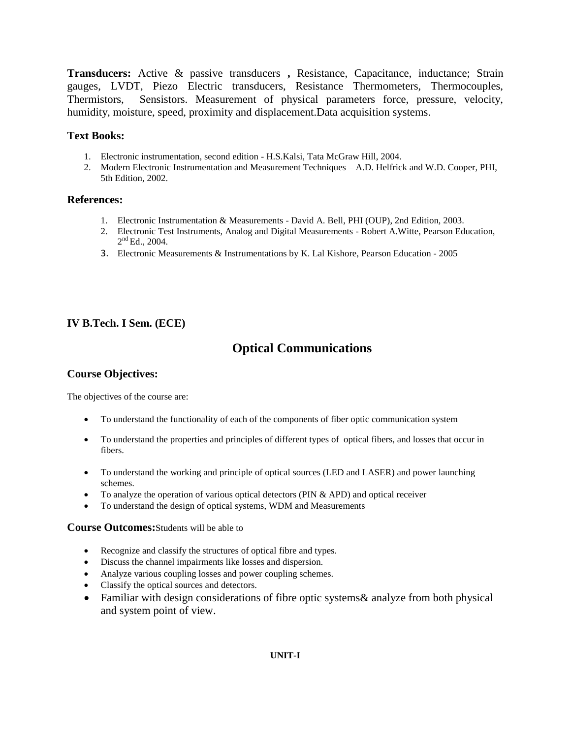**Transducers:** Active & passive transducers **,** Resistance, Capacitance, inductance; Strain gauges, LVDT, Piezo Electric transducers, Resistance Thermometers, Thermocouples, Thermistors, Sensistors. Measurement of physical parameters force, pressure, velocity, humidity, moisture, speed, proximity and displacement.Data acquisition systems.

### Text Books:

1. Electronic instrumentation, second edition - H.S.Kalsi, Tata McGraw Hill, 2004.
2. Modern Electronic Instrumentation and Measurement Techniques – A.D. Helfrick and W.D. Cooper, PHI, 5th Edition, 2002.

### References:

1. Electronic Instrumentation & Measurements - David A. Bell, PHI (OUP), 2nd Edition, 2003.
2. Electronic Test Instruments, Analog and Digital Measurements - Robert A.Witte, Pearson Education, 2nd Ed., 2004.
3. Electronic Measurements & Instrumentations by K. Lal Kishore, Pearson Education - 2005

### IV B.Tech. I Sem. (ECE)

## Optical Communications

### Course Objectives:

The objectives of the course are:

- To understand the functionality of each of the components of fiber optic communication system
- To understand the properties and principles of different types of optical fibers, and losses that occur in fibers.
- To understand the working and principle of optical sources (LED and LASER) and power launching schemes.
- To analyze the operation of various optical detectors (PIN & APD) and optical receiver
- To understand the design of optical systems, WDM and Measurements

**Course Outcomes:**Students will be able to

- Recognize and classify the structures of optical fibre and types.
- Discuss the channel impairments like losses and dispersion.
- Analyze various coupling losses and power coupling schemes.
- Classify the optical sources and detectors.
- Familiar with design considerations of fibre optic systems& analyze from both physical and system point of view.

**UNIT-I**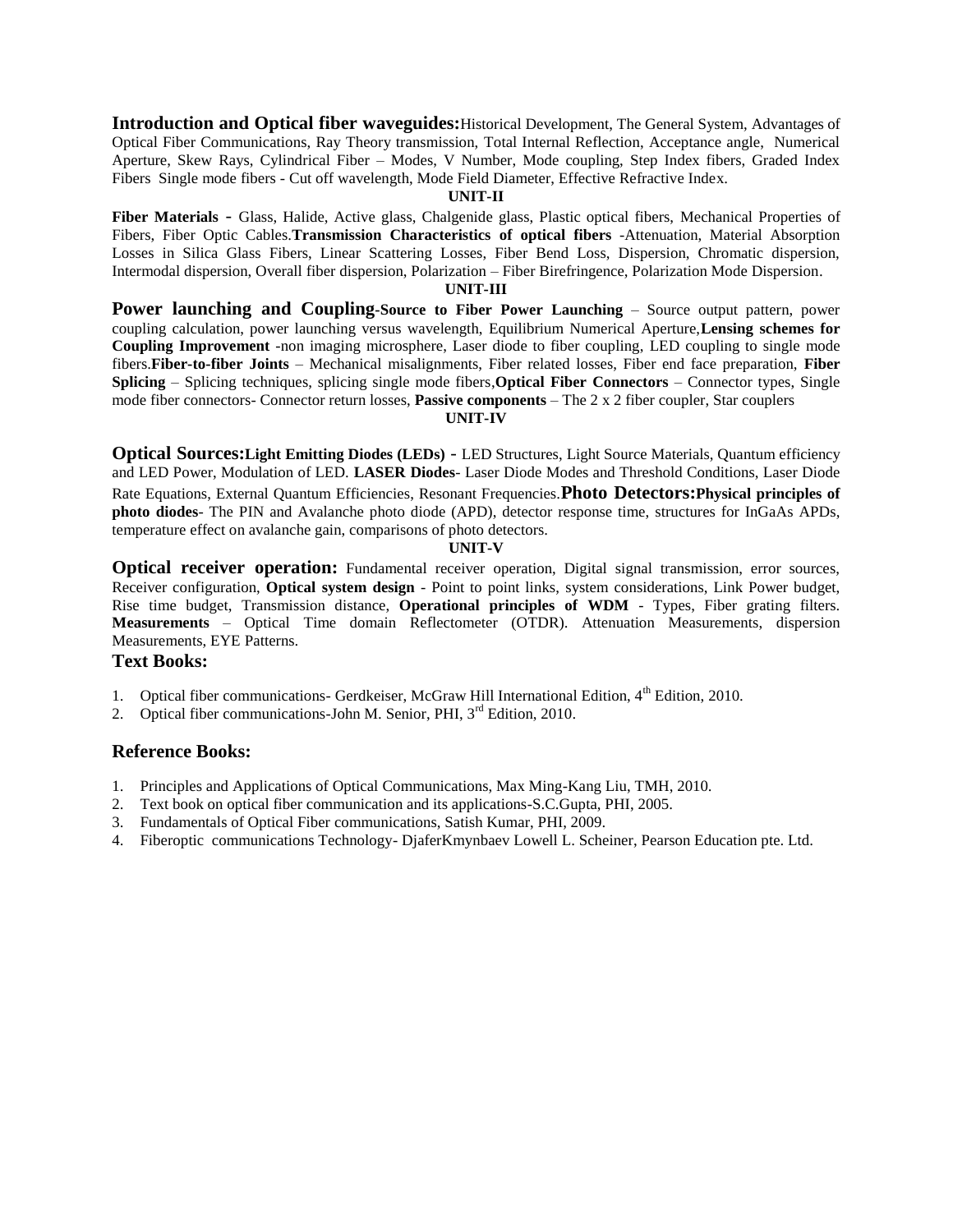**Introduction and Optical fiber waveguides:** Historical Development, The General System, Advantages of Optical Fiber Communications, Ray Theory transmission, Total Internal Reflection, Acceptance angle, Numerical Aperture, Skew Rays, Cylindrical Fiber – Modes, V Number, Mode coupling, Step Index fibers, Graded Index Fibers Single mode fibers - Cut off wavelength, Mode Field Diameter, Effective Refractive Index.

**UNIT-II**

**Fiber Materials** - Glass, Halide, Active glass, Chalgenide glass, Plastic optical fibers, Mechanical Properties of Fibers, Fiber Optic Cables. **Transmission Characteristics of optical fibers** -Attenuation, Material Absorption Losses in Silica Glass Fibers, Linear Scattering Losses, Fiber Bend Loss, Dispersion, Chromatic dispersion, Intermodal dispersion, Overall fiber dispersion, Polarization – Fiber Birefringence, Polarization Mode Dispersion.

**UNIT-III**

**Power launching and Coupling**-**Source to Fiber Power Launching** – Source output pattern, power coupling calculation, power launching versus wavelength, Equilibrium Numerical Aperture, **Lensing schemes for Coupling Improvement** -non imaging microsphere, Laser diode to fiber coupling, LED coupling to single mode fibers. **Fiber-to-fiber Joints** – Mechanical misalignments, Fiber related losses, Fiber end face preparation, **Fiber Splicing** – Splicing techniques, splicing single mode fibers, **Optical Fiber Connectors** – Connector types, Single mode fiber connectors- Connector return losses, **Passive components** – The 2 x 2 fiber coupler, Star couplers

**UNIT-IV**

**Optical Sources:Light Emitting Diodes (LEDs)** - LED Structures, Light Source Materials, Quantum efficiency and LED Power, Modulation of LED. **LASER Diodes**- Laser Diode Modes and Threshold Conditions, Laser Diode Rate Equations, External Quantum Efficiencies, Resonant Frequencies. **Photo Detectors:Physical principles of photo diodes**- The PIN and Avalanche photo diode (APD), detector response time, structures for InGaAs APDs, temperature effect on avalanche gain, comparisons of photo detectors.

**UNIT-V**

**Optical receiver operation:** Fundamental receiver operation, Digital signal transmission, error sources, Receiver configuration, **Optical system design** - Point to point links, system considerations, Link Power budget, Rise time budget, Transmission distance, **Operational principles of WDM** - Types, Fiber grating filters. **Measurements** – Optical Time domain Reflectometer (OTDR). Attenuation Measurements, dispersion Measurements, EYE Patterns.

### Text Books:

1. Optical fiber communications- Gerdkeiser, McGraw Hill International Edition, 4th Edition, 2010.
2. Optical fiber communications-John M. Senior, PHI, 3rd Edition, 2010.

### Reference Books:

1. Principles and Applications of Optical Communications, Max Ming-Kang Liu, TMH, 2010.
2. Text book on optical fiber communication and its applications-S.C.Gupta, PHI, 2005.
3. Fundamentals of Optical Fiber communications, Satish Kumar, PHI, 2009.
4. Fiberoptic communications Technology- DjaferKmynbaev Lowell L. Scheiner, Pearson Education pte. Ltd.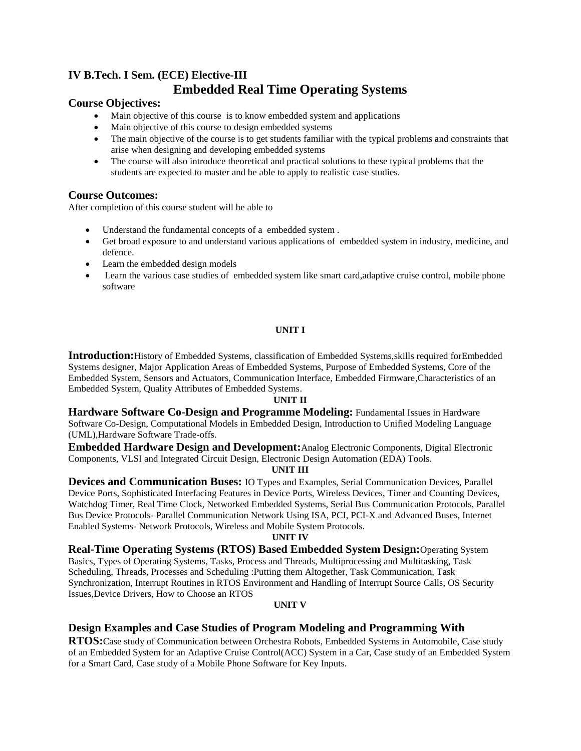## IV B.Tech. I Sem. (ECE) Elective-III

# Embedded Real Time Operating Systems

### Course Objectives:

- Main objective of this course is to know embedded system and applications
- Main objective of this course to design embedded systems
- The main objective of the course is to get students familiar with the typical problems and constraints that arise when designing and developing embedded systems
- The course will also introduce theoretical and practical solutions to these typical problems that the students are expected to master and be able to apply to realistic case studies.

### Course Outcomes:

After completion of this course student will be able to

- Understand the fundamental concepts of a embedded system .
- Get broad exposure to and understand various applications of embedded system in industry, medicine, and defence.
- Learn the embedded design models
- Learn the various case studies of embedded system like smart card,adaptive cruise control, mobile phone software

**UNIT I**

**Introduction:**History of Embedded Systems, classification of Embedded Systems,skills required forEmbedded Systems designer, Major Application Areas of Embedded Systems, Purpose of Embedded Systems, Core of the Embedded System, Sensors and Actuators, Communication Interface, Embedded Firmware,Characteristics of an Embedded System, Quality Attributes of Embedded Systems.

**UNIT II**

**Hardware Software Co-Design and Programme Modeling:** Fundamental Issues in Hardware Software Co-Design, Computational Models in Embedded Design, Introduction to Unified Modeling Language (UML),Hardware Software Trade-offs.

**Embedded Hardware Design and Development:**Analog Electronic Components, Digital Electronic Components, VLSI and Integrated Circuit Design, Electronic Design Automation (EDA) Tools.

**UNIT III**

**Devices and Communication Buses:** IO Types and Examples, Serial Communication Devices, Parallel Device Ports, Sophisticated Interfacing Features in Device Ports, Wireless Devices, Timer and Counting Devices, Watchdog Timer, Real Time Clock, Networked Embedded Systems, Serial Bus Communication Protocols, Parallel Bus Device Protocols- Parallel Communication Network Using ISA, PCI, PCI-X and Advanced Buses, Internet Enabled Systems- Network Protocols, Wireless and Mobile System Protocols.

**UNIT IV**

**Real-Time Operating Systems (RTOS) Based Embedded System Design:**Operating System Basics, Types of Operating Systems, Tasks, Process and Threads, Multiprocessing and Multitasking, Task Scheduling, Threads, Processes and Scheduling :Putting them Altogether, Task Communication, Task Synchronization, Interrupt Routines in RTOS Environment and Handling of Interrupt Source Calls, OS Security Issues,Device Drivers, How to Choose an RTOS

**UNIT V**

**Design Examples and Case Studies of Program Modeling and Programming With RTOS:**Case study of Communication between Orchestra Robots, Embedded Systems in Automobile, Case study of an Embedded System for an Adaptive Cruise Control(ACC) System in a Car, Case study of an Embedded System for a Smart Card, Case study of a Mobile Phone Software for Key Inputs.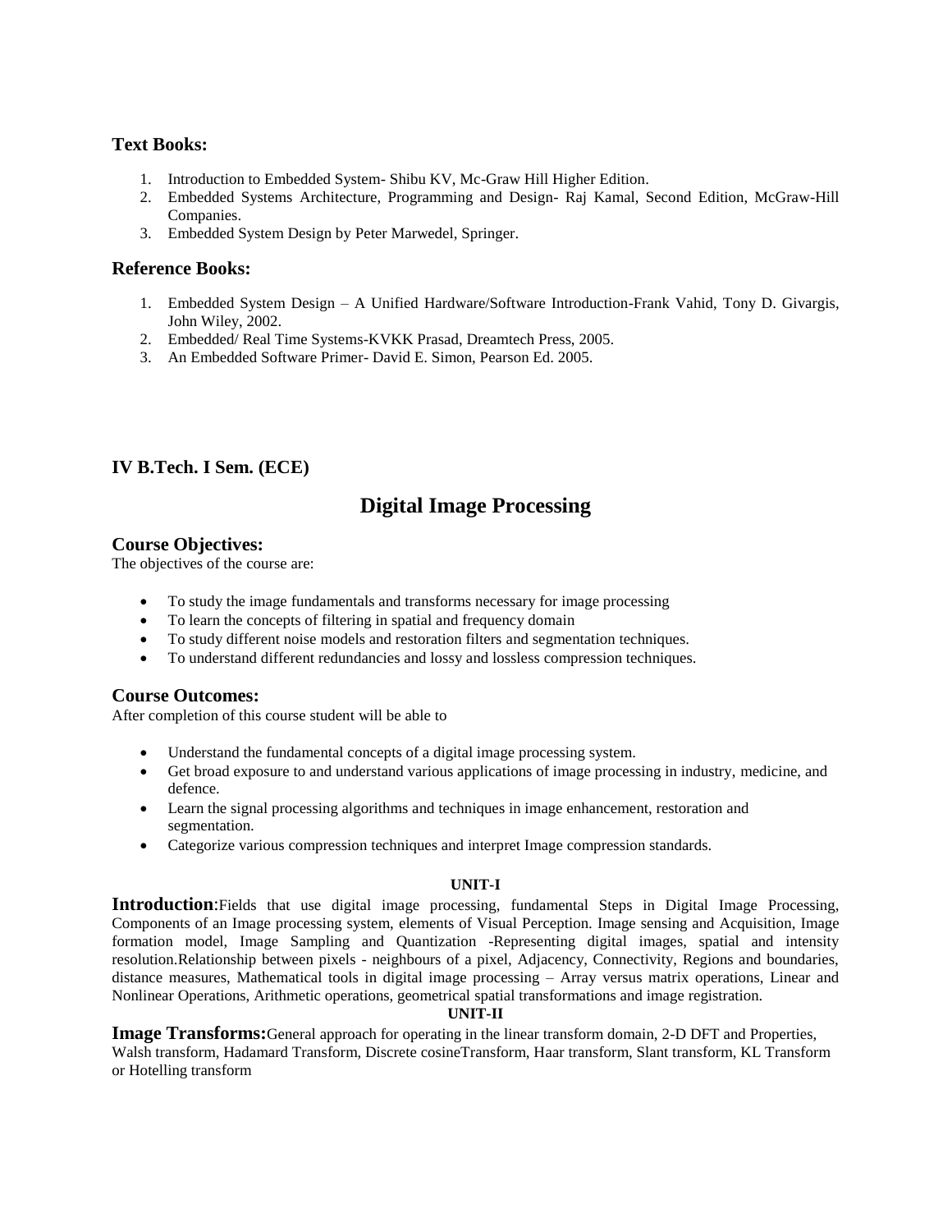### Text Books:

1. Introduction to Embedded System- Shibu KV, Mc-Graw Hill Higher Edition.
2. Embedded Systems Architecture, Programming and Design- Raj Kamal, Second Edition, McGraw-Hill Companies.
3. Embedded System Design by Peter Marwedel, Springer.

### Reference Books:

1. Embedded System Design – A Unified Hardware/Software Introduction-Frank Vahid, Tony D. Givargis, John Wiley, 2002.
2. Embedded/ Real Time Systems-KVKK Prasad, Dreamtech Press, 2005.
3. An Embedded Software Primer- David E. Simon, Pearson Ed. 2005.

### IV B.Tech. I Sem. (ECE)

# Digital Image Processing

### Course Objectives:

The objectives of the course are:

- To study the image fundamentals and transforms necessary for image processing
- To learn the concepts of filtering in spatial and frequency domain
- To study different noise models and restoration filters and segmentation techniques.
- To understand different redundancies and lossy and lossless compression techniques.

### Course Outcomes:

After completion of this course student will be able to

- Understand the fundamental concepts of a digital image processing system.
- Get broad exposure to and understand various applications of image processing in industry, medicine, and defence.
- Learn the signal processing algorithms and techniques in image enhancement, restoration and segmentation.
- Categorize various compression techniques and interpret Image compression standards.

**UNIT-I**

**Introduction**:Fields that use digital image processing, fundamental Steps in Digital Image Processing, Components of an Image processing system, elements of Visual Perception. Image sensing and Acquisition, Image formation model, Image Sampling and Quantization -Representing digital images, spatial and intensity resolution.Relationship between pixels - neighbours of a pixel, Adjacency, Connectivity, Regions and boundaries, distance measures, Mathematical tools in digital image processing – Array versus matrix operations, Linear and Nonlinear Operations, Arithmetic operations, geometrical spatial transformations and image registration.

**UNIT-II**

**Image Transforms:**General approach for operating in the linear transform domain, 2-D DFT and Properties, Walsh transform, Hadamard Transform, Discrete cosineTransform, Haar transform, Slant transform, KL Transform or Hotelling transform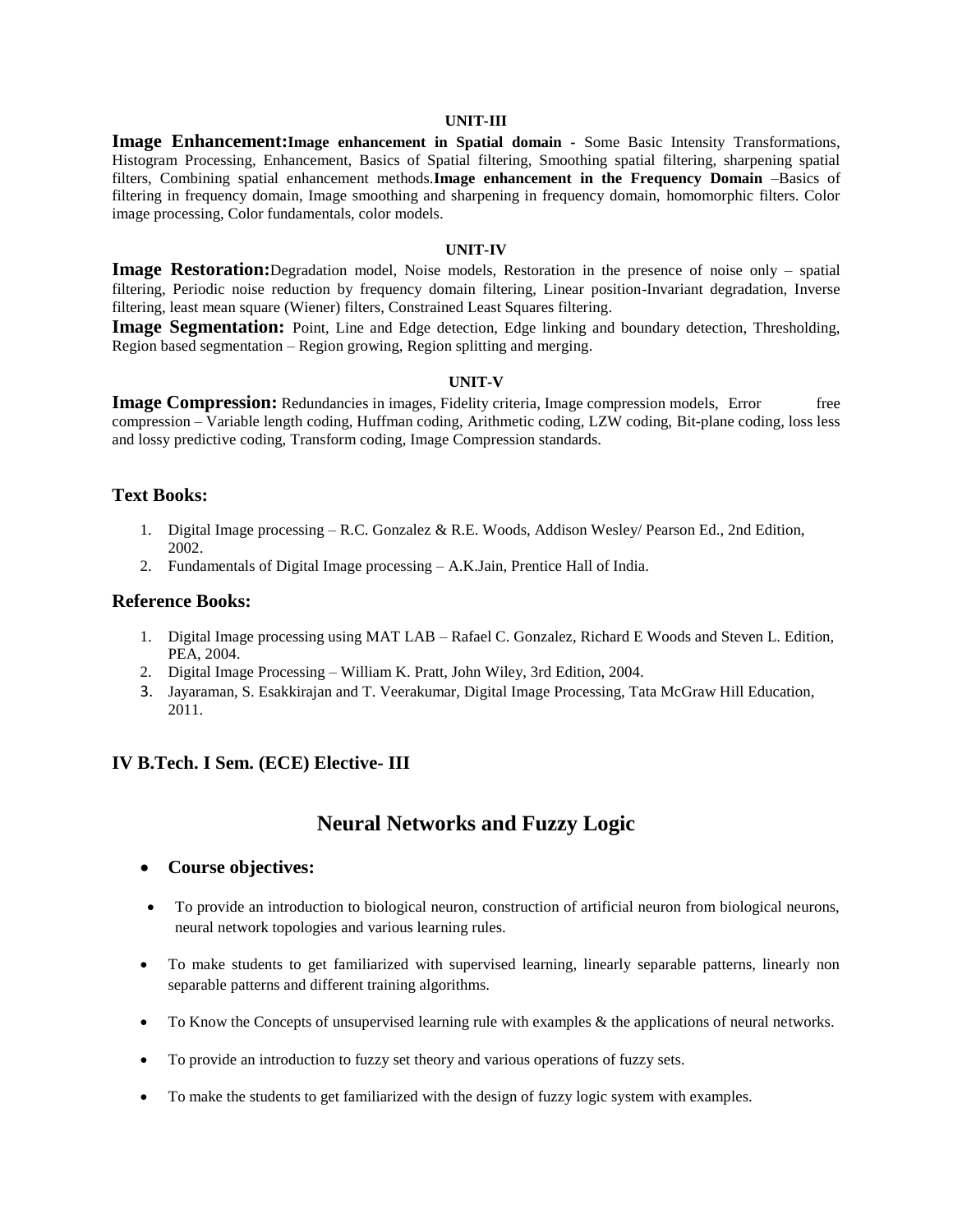#### UNIT-III

**Image Enhancement:** **Image enhancement in Spatial domain** - Some Basic Intensity Transformations, Histogram Processing, Enhancement, Basics of Spatial filtering, Smoothing spatial filtering, sharpening spatial filters, Combining spatial enhancement methods. **Image enhancement in the Frequency Domain** –Basics of filtering in frequency domain, Image smoothing and sharpening in frequency domain, homomorphic filters. Color image processing, Color fundamentals, color models.

#### UNIT-IV

**Image Restoration:** Degradation model, Noise models, Restoration in the presence of noise only – spatial filtering, Periodic noise reduction by frequency domain filtering, Linear position-Invariant degradation, Inverse filtering, least mean square (Wiener) filters, Constrained Least Squares filtering.

**Image Segmentation:** Point, Line and Edge detection, Edge linking and boundary detection, Thresholding, Region based segmentation – Region growing, Region splitting and merging.

#### UNIT-V

**Image Compression:** Redundancies in images, Fidelity criteria, Image compression models, Error free compression – Variable length coding, Huffman coding, Arithmetic coding, LZW coding, Bit-plane coding, loss less and lossy predictive coding, Transform coding, Image Compression standards.

### Text Books:

1. Digital Image processing – R.C. Gonzalez & R.E. Woods, Addison Wesley/ Pearson Ed., 2nd Edition, 2002.
2. Fundamentals of Digital Image processing – A.K.Jain, Prentice Hall of India.

### Reference Books:

1. Digital Image processing using MAT LAB – Rafael C. Gonzalez, Richard E Woods and Steven L. Edition, PEA, 2004.
2. Digital Image Processing – William K. Pratt, John Wiley, 3rd Edition, 2004.
3. Jayaraman, S. Esakkirajan and T. Veerakumar, Digital Image Processing, Tata McGraw Hill Education, 2011.

### IV B.Tech. I Sem. (ECE) Elective- III

## Neural Networks and Fuzzy Logic

- **Course objectives:**

- To provide an introduction to biological neuron, construction of artificial neuron from biological neurons, neural network topologies and various learning rules.
- To make students to get familiarized with supervised learning, linearly separable patterns, linearly non separable patterns and different training algorithms.
- To Know the Concepts of unsupervised learning rule with examples & the applications of neural networks.
- To provide an introduction to fuzzy set theory and various operations of fuzzy sets.
- To make the students to get familiarized with the design of fuzzy logic system with examples.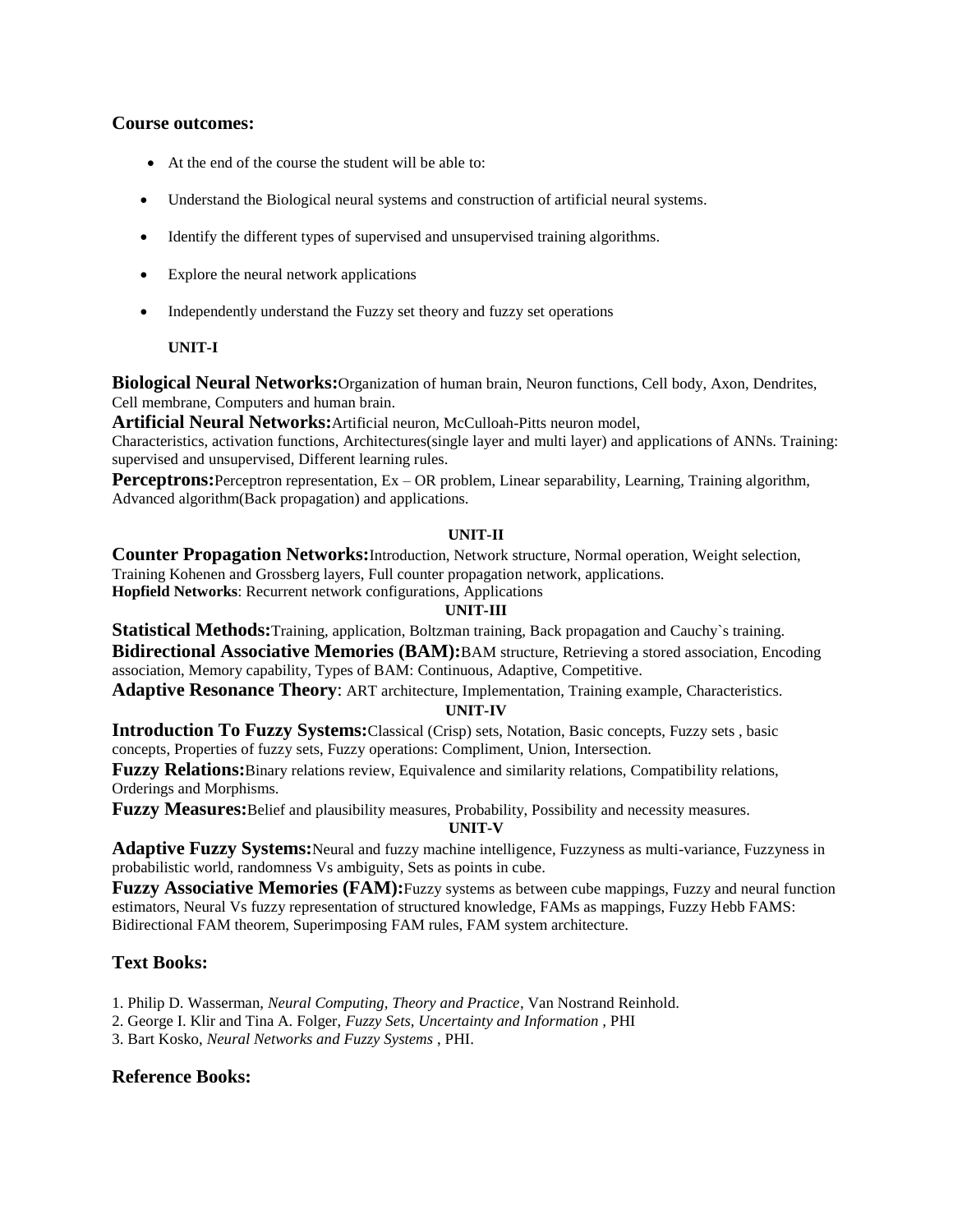### Course outcomes:

- At the end of the course the student will be able to:
- Understand the Biological neural systems and construction of artificial neural systems.
- Identify the different types of supervised and unsupervised training algorithms.
- Explore the neural network applications
- Independently understand the Fuzzy set theory and fuzzy set operations

**UNIT-I**

**Biological Neural Networks:**Organization of human brain, Neuron functions, Cell body, Axon, Dendrites, Cell membrane, Computers and human brain.

**Artificial Neural Networks:**Artificial neuron, McCulloah-Pitts neuron model, Characteristics, activation functions, Architectures(single layer and multi layer) and applications of ANNs. Training: supervised and unsupervised, Different learning rules.

**Perceptrons:**Perceptron representation, Ex – OR problem, Linear separability, Learning, Training algorithm, Advanced algorithm(Back propagation) and applications.

**UNIT-II**

**Counter Propagation Networks:**Introduction, Network structure, Normal operation, Weight selection, Training Kohenen and Grossberg layers, Full counter propagation network, applications.

**Hopfield Networks**: Recurrent network configurations, Applications

**UNIT-III**

**Statistical Methods:**Training, application, Boltzman training, Back propagation and Cauchy`s training.

**Bidirectional Associative Memories (BAM):**BAM structure, Retrieving a stored association, Encoding association, Memory capability, Types of BAM: Continuous, Adaptive, Competitive.

**Adaptive Resonance Theory**: ART architecture, Implementation, Training example, Characteristics.

**UNIT-IV**

**Introduction To Fuzzy Systems:**Classical (Crisp) sets, Notation, Basic concepts, Fuzzy sets , basic concepts, Properties of fuzzy sets, Fuzzy operations: Compliment, Union, Intersection.

**Fuzzy Relations:**Binary relations review, Equivalence and similarity relations, Compatibility relations, Orderings and Morphisms.

**Fuzzy Measures:**Belief and plausibility measures, Probability, Possibility and necessity measures.

**UNIT-V**

**Adaptive Fuzzy Systems:**Neural and fuzzy machine intelligence, Fuzzyness as multi-variance, Fuzzyness in probabilistic world, randomness Vs ambiguity, Sets as points in cube.

**Fuzzy Associative Memories (FAM):**Fuzzy systems as between cube mappings, Fuzzy and neural function estimators, Neural Vs fuzzy representation of structured knowledge, FAMs as mappings, Fuzzy Hebb FAMS: Bidirectional FAM theorem, Superimposing FAM rules, FAM system architecture.

### Text Books:

1. Philip D. Wasserman, *Neural Computing, Theory and Practice*, Van Nostrand Reinhold.
2. George I. Klir and Tina A. Folger, *Fuzzy Sets, Uncertainty and Information* , PHI
3. Bart Kosko, *Neural Networks and Fuzzy Systems* , PHI.

### Reference Books: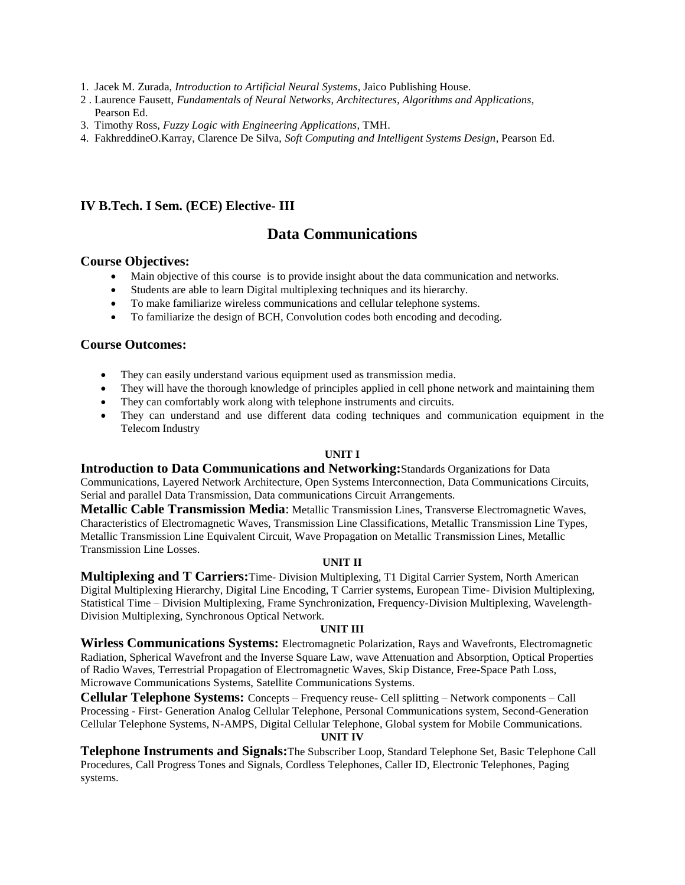1. Jacek M. Zurada, *Introduction to Artificial Neural Systems*, Jaico Publishing House.
2. Laurence Fausett, *Fundamentals of Neural Networks, Architectures, Algorithms and Applications*, Pearson Ed.
3. Timothy Ross, *Fuzzy Logic with Engineering Applications*, TMH.
4. FakhreddineO.Karray, Clarence De Silva, *Soft Computing and Intelligent Systems Design*, Pearson Ed.

### IV B.Tech. I Sem. (ECE) Elective- III

## Data Communications

### Course Objectives:

- Main objective of this course is to provide insight about the data communication and networks.
- Students are able to learn Digital multiplexing techniques and its hierarchy.
- To make familiarize wireless communications and cellular telephone systems.
- To familiarize the design of BCH, Convolution codes both encoding and decoding.

### Course Outcomes:

- They can easily understand various equipment used as transmission media.
- They will have the thorough knowledge of principles applied in cell phone network and maintaining them
- They can comfortably work along with telephone instruments and circuits.
- They can understand and use different data coding techniques and communication equipment in the Telecom Industry

**UNIT I**

**Introduction to Data Communications and Networking:**Standards Organizations for Data Communications, Layered Network Architecture, Open Systems Interconnection, Data Communications Circuits, Serial and parallel Data Transmission, Data communications Circuit Arrangements.

**Metallic Cable Transmission Media**: Metallic Transmission Lines, Transverse Electromagnetic Waves, Characteristics of Electromagnetic Waves, Transmission Line Classifications, Metallic Transmission Line Types, Metallic Transmission Line Equivalent Circuit, Wave Propagation on Metallic Transmission Lines, Metallic Transmission Line Losses.

**UNIT II**

**Multiplexing and T Carriers:**Time- Division Multiplexing, T1 Digital Carrier System, North American Digital Multiplexing Hierarchy, Digital Line Encoding, T Carrier systems, European Time- Division Multiplexing, Statistical Time – Division Multiplexing, Frame Synchronization, Frequency-Division Multiplexing, Wavelength-Division Multiplexing, Synchronous Optical Network.

**UNIT III**

**Wirless Communications Systems:** Electromagnetic Polarization, Rays and Wavefronts, Electromagnetic Radiation, Spherical Wavefront and the Inverse Square Law, wave Attenuation and Absorption, Optical Properties of Radio Waves, Terrestrial Propagation of Electromagnetic Waves, Skip Distance, Free-Space Path Loss, Microwave Communications Systems, Satellite Communications Systems.

**Cellular Telephone Systems:** Concepts – Frequency reuse- Cell splitting – Network components – Call Processing - First- Generation Analog Cellular Telephone, Personal Communications system, Second-Generation Cellular Telephone Systems, N-AMPS, Digital Cellular Telephone, Global system for Mobile Communications.

**UNIT IV**

**Telephone Instruments and Signals:**The Subscriber Loop, Standard Telephone Set, Basic Telephone Call Procedures, Call Progress Tones and Signals, Cordless Telephones, Caller ID, Electronic Telephones, Paging systems.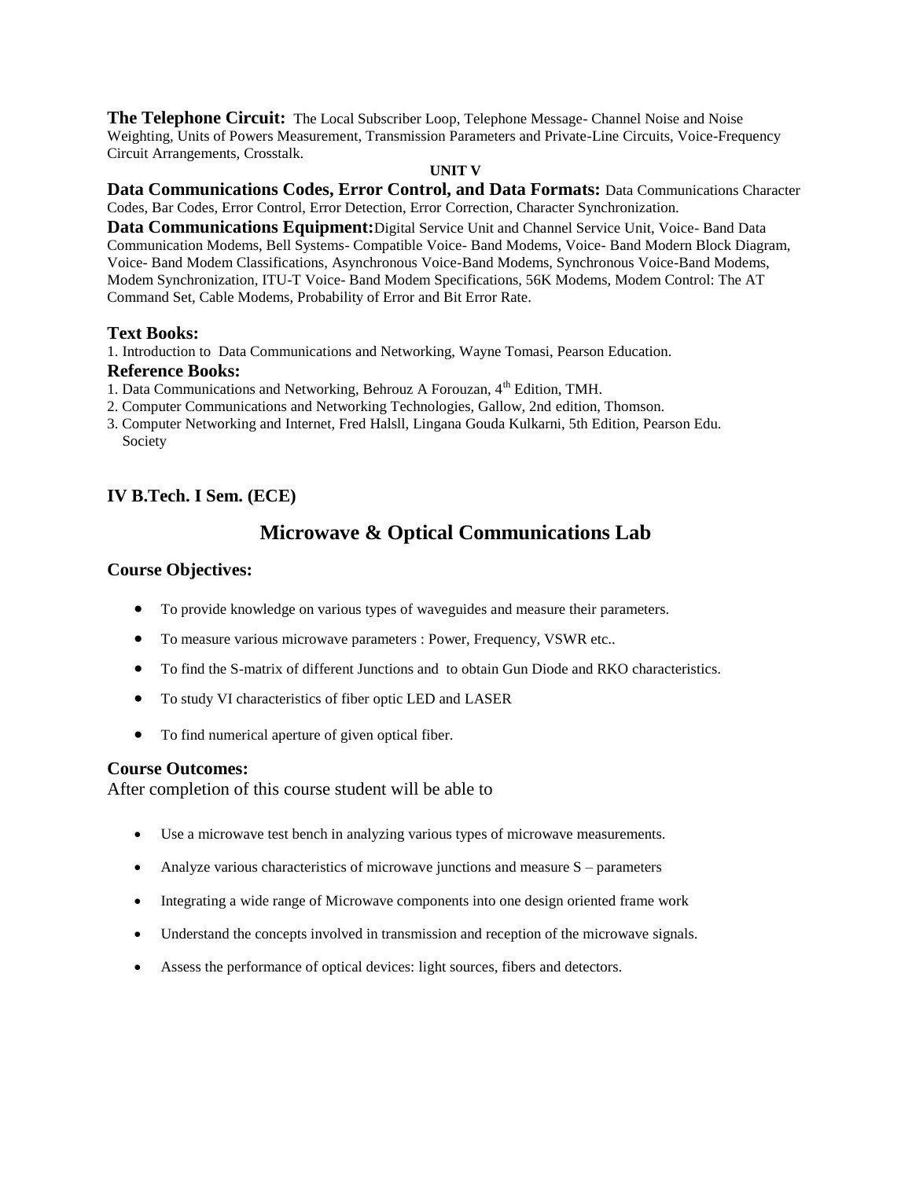**The Telephone Circuit:** The Local Subscriber Loop, Telephone Message- Channel Noise and Noise Weighting, Units of Powers Measurement, Transmission Parameters and Private-Line Circuits, Voice-Frequency Circuit Arrangements, Crosstalk.

**UNIT V**

**Data Communications Codes, Error Control, and Data Formats:** Data Communications Character Codes, Bar Codes, Error Control, Error Detection, Error Correction, Character Synchronization.

**Data Communications Equipment:** Digital Service Unit and Channel Service Unit, Voice- Band Data Communication Modems, Bell Systems- Compatible Voice- Band Modems, Voice- Band Modern Block Diagram, Voice- Band Modem Classifications, Asynchronous Voice-Band Modems, Synchronous Voice-Band Modems, Modem Synchronization, ITU-T Voice- Band Modem Specifications, 56K Modems, Modem Control: The AT Command Set, Cable Modems, Probability of Error and Bit Error Rate.

### Text Books:

1. Introduction to Data Communications and Networking, Wayne Tomasi, Pearson Education.

### Reference Books:

1. Data Communications and Networking, Behrouz A Forouzan, 4th Edition, TMH.
2. Computer Communications and Networking Technologies, Gallow, 2nd edition, Thomson.
3. Computer Networking and Internet, Fred Halsll, Lingana Gouda Kulkarni, 5th Edition, Pearson Edu. Society

### IV B.Tech. I Sem. (ECE)

## Microwave & Optical Communications Lab

### Course Objectives:

- To provide knowledge on various types of waveguides and measure their parameters.
- To measure various microwave parameters : Power, Frequency, VSWR etc..
- To find the S-matrix of different Junctions and to obtain Gun Diode and RKO characteristics.
- To study VI characteristics of fiber optic LED and LASER
- To find numerical aperture of given optical fiber.

### Course Outcomes:

After completion of this course student will be able to

- Use a microwave test bench in analyzing various types of microwave measurements.
- Analyze various characteristics of microwave junctions and measure S – parameters
- Integrating a wide range of Microwave components into one design oriented frame work
- Understand the concepts involved in transmission and reception of the microwave signals.
- Assess the performance of optical devices: light sources, fibers and detectors.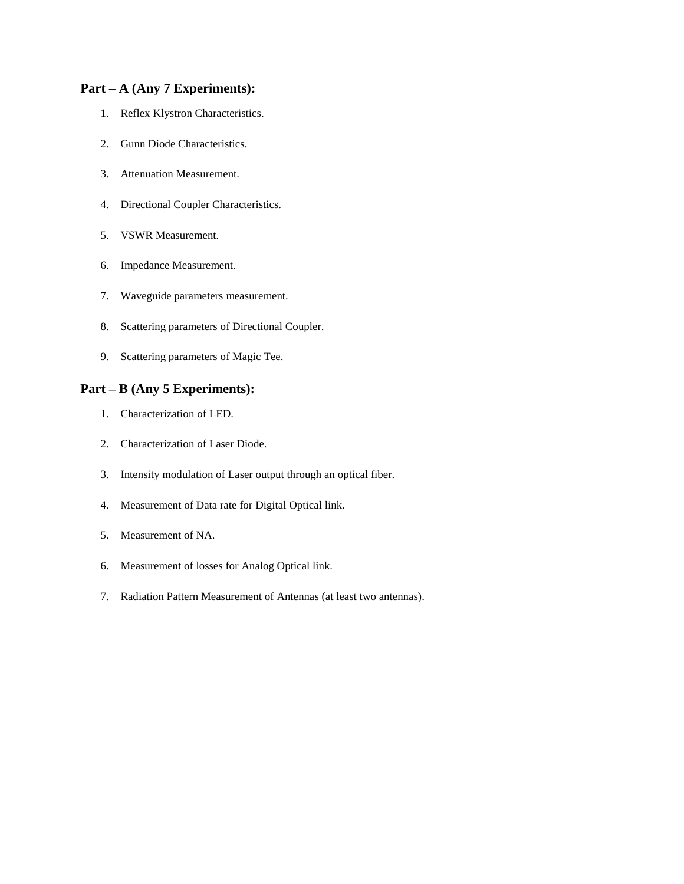### Part – A (Any 7 Experiments):

1. Reflex Klystron Characteristics.
2. Gunn Diode Characteristics.
3. Attenuation Measurement.
4. Directional Coupler Characteristics.
5. VSWR Measurement.
6. Impedance Measurement.
7. Waveguide parameters measurement.
8. Scattering parameters of Directional Coupler.
9. Scattering parameters of Magic Tee.

### Part – B (Any 5 Experiments):

1. Characterization of LED.
2. Characterization of Laser Diode.
3. Intensity modulation of Laser output through an optical fiber.
4. Measurement of Data rate for Digital Optical link.
5. Measurement of NA.
6. Measurement of losses for Analog Optical link.
7. Radiation Pattern Measurement of Antennas (at least two antennas).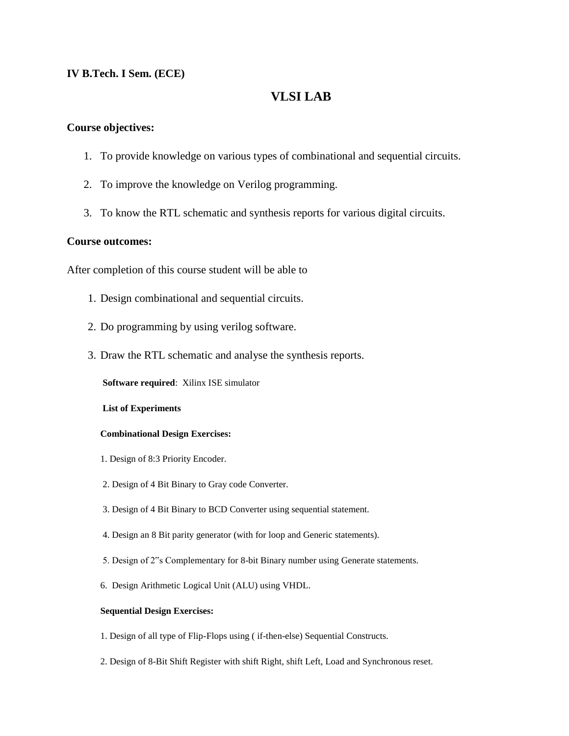**IV B.Tech. I Sem. (ECE)**

# VLSI LAB

**Course objectives:**

1. To provide knowledge on various types of combinational and sequential circuits.
2. To improve the knowledge on Verilog programming.
3. To know the RTL schematic and synthesis reports for various digital circuits.

**Course outcomes:**

After completion of this course student will be able to

1. Design combinational and sequential circuits.
2. Do programming by using verilog software.
3. Draw the RTL schematic and analyse the synthesis reports.

**Software required**: Xilinx ISE simulator

**List of Experiments**

**Combinational Design Exercises:**

1. Design of 8:3 Priority Encoder.
2. Design of 4 Bit Binary to Gray code Converter.
3. Design of 4 Bit Binary to BCD Converter using sequential statement.
4. Design an 8 Bit parity generator (with for loop and Generic statements).
5. Design of 2"s Complementary for 8-bit Binary number using Generate statements.
6. Design Arithmetic Logical Unit (ALU) using VHDL.

**Sequential Design Exercises:**

1. Design of all type of Flip-Flops using ( if-then-else) Sequential Constructs.
2. Design of 8-Bit Shift Register with shift Right, shift Left, Load and Synchronous reset.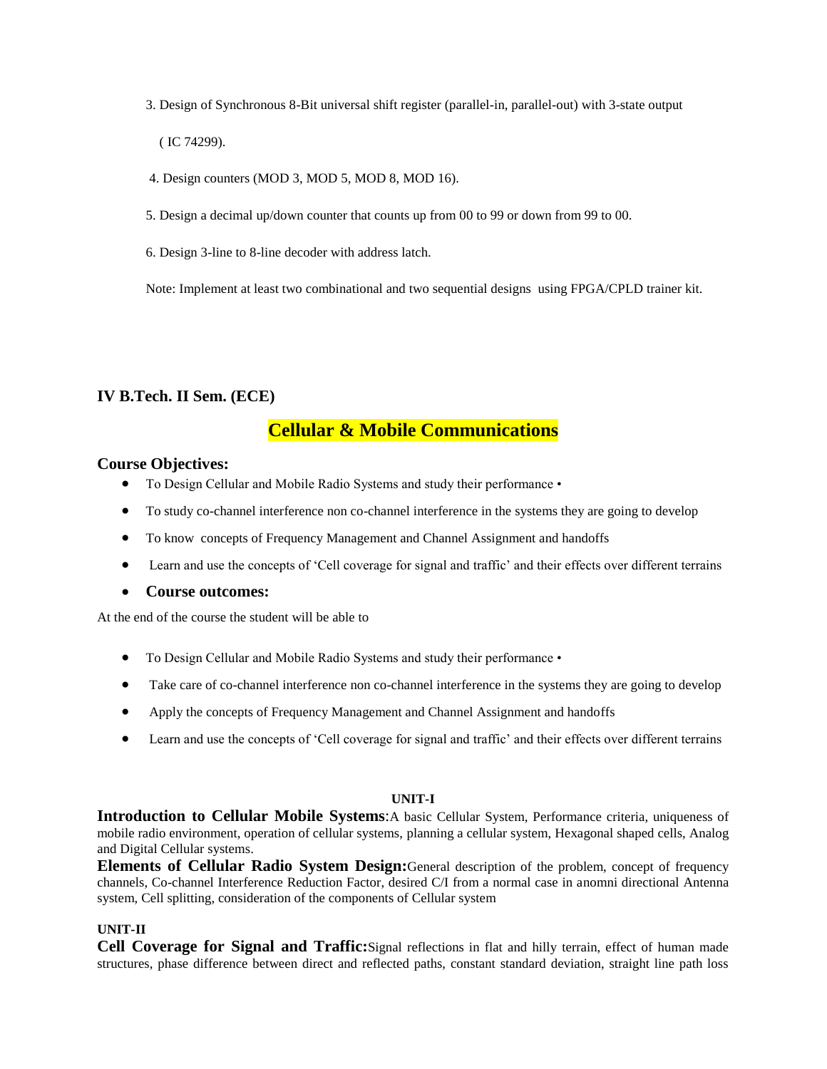3. Design of Synchronous 8-Bit universal shift register (parallel-in, parallel-out) with 3-state output ( IC 74299).

4. Design counters (MOD 3, MOD 5, MOD 8, MOD 16).

5. Design a decimal up/down counter that counts up from 00 to 99 or down from 99 to 00.

6. Design 3-line to 8-line decoder with address latch.

Note: Implement at least two combinational and two sequential designs using FPGA/CPLD trainer kit.

### IV B.Tech. II Sem. (ECE)

## Cellular & Mobile Communications

### Course Objectives:

- To Design Cellular and Mobile Radio Systems and study their performance •
- To study co-channel interference non co-channel interference in the systems they are going to develop
- To know concepts of Frequency Management and Channel Assignment and handoffs
- Learn and use the concepts of 'Cell coverage for signal and traffic' and their effects over different terrains
- **Course outcomes:**

At the end of the course the student will be able to

- To Design Cellular and Mobile Radio Systems and study their performance •
- Take care of co-channel interference non co-channel interference in the systems they are going to develop
- Apply the concepts of Frequency Management and Channel Assignment and handoffs
- Learn and use the concepts of 'Cell coverage for signal and traffic' and their effects over different terrains

**UNIT-I**

**Introduction to Cellular Mobile Systems**:A basic Cellular System, Performance criteria, uniqueness of mobile radio environment, operation of cellular systems, planning a cellular system, Hexagonal shaped cells, Analog and Digital Cellular systems.

**Elements of Cellular Radio System Design:**General description of the problem, concept of frequency channels, Co-channel Interference Reduction Factor, desired C/I from a normal case in anomni directional Antenna system, Cell splitting, consideration of the components of Cellular system

**UNIT-II**

**Cell Coverage for Signal and Traffic:**Signal reflections in flat and hilly terrain, effect of human made structures, phase difference between direct and reflected paths, constant standard deviation, straight line path loss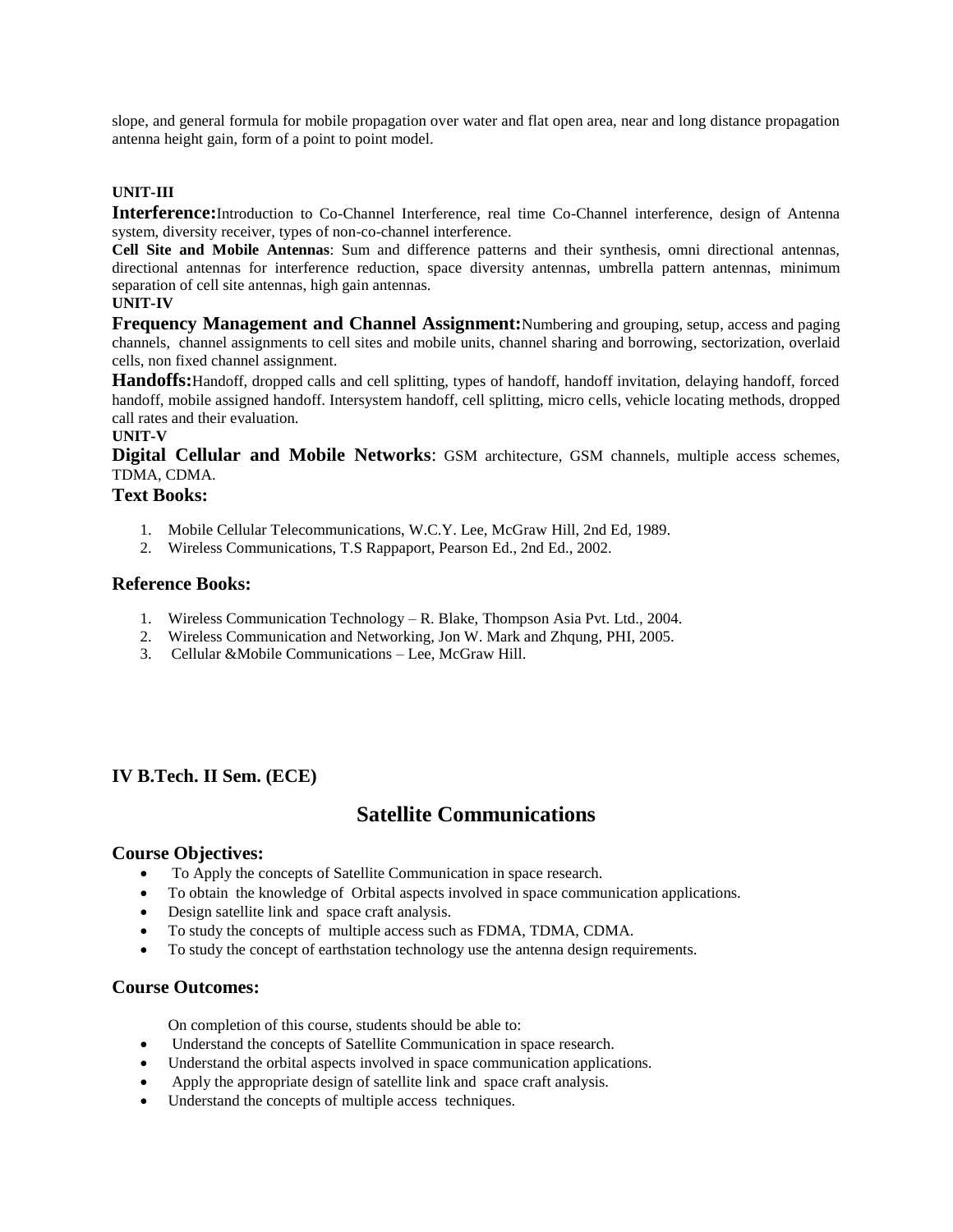slope, and general formula for mobile propagation over water and flat open area, near and long distance propagation antenna height gain, form of a point to point model.

**UNIT-III**

**Interference:** Introduction to Co-Channel Interference, real time Co-Channel interference, design of Antenna system, diversity receiver, types of non-co-channel interference.

**Cell Site and Mobile Antennas**: Sum and difference patterns and their synthesis, omni directional antennas, directional antennas for interference reduction, space diversity antennas, umbrella pattern antennas, minimum separation of cell site antennas, high gain antennas.

**UNIT-IV**

**Frequency Management and Channel Assignment:** Numbering and grouping, setup, access and paging channels, channel assignments to cell sites and mobile units, channel sharing and borrowing, sectorization, overlaid cells, non fixed channel assignment.

**Handoffs:** Handoff, dropped calls and cell splitting, types of handoff, handoff invitation, delaying handoff, forced handoff, mobile assigned handoff. Intersystem handoff, cell splitting, micro cells, vehicle locating methods, dropped call rates and their evaluation.

**UNIT-V**

**Digital Cellular and Mobile Networks**: GSM architecture, GSM channels, multiple access schemes, TDMA, CDMA.

### Text Books:

1. Mobile Cellular Telecommunications, W.C.Y. Lee, McGraw Hill, 2nd Ed, 1989.
2. Wireless Communications, T.S Rappaport, Pearson Ed., 2nd Ed., 2002.

### Reference Books:

1. Wireless Communication Technology – R. Blake, Thompson Asia Pvt. Ltd., 2004.
2. Wireless Communication and Networking, Jon W. Mark and Zhqung, PHI, 2005.
3. Cellular &Mobile Communications – Lee, McGraw Hill.

### IV B.Tech. II Sem. (ECE)

## Satellite Communications

### Course Objectives:

- To Apply the concepts of Satellite Communication in space research.
- To obtain the knowledge of Orbital aspects involved in space communication applications.
- Design satellite link and space craft analysis.
- To study the concepts of multiple access such as FDMA, TDMA, CDMA.
- To study the concept of earthstation technology use the antenna design requirements.

### Course Outcomes:

On completion of this course, students should be able to:

- Understand the concepts of Satellite Communication in space research.
- Understand the orbital aspects involved in space communication applications.
- Apply the appropriate design of satellite link and space craft analysis.
- Understand the concepts of multiple access techniques.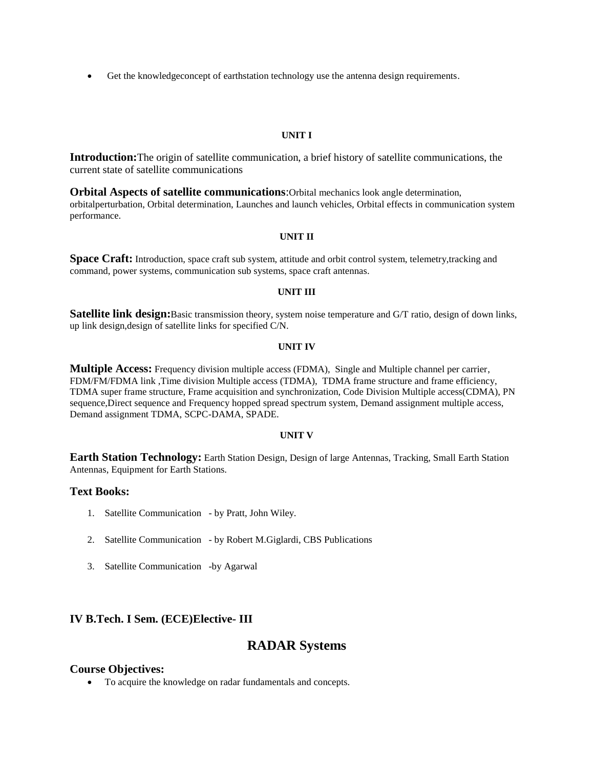- Get the knowledgeconcept of earthstation technology use the antenna design requirements.

#### UNIT I

**Introduction:**The origin of satellite communication, a brief history of satellite communications, the current state of satellite communications

**Orbital Aspects of satellite communications**:Orbital mechanics look angle determination, orbitalperturbation, Orbital determination, Launches and launch vehicles, Orbital effects in communication system performance.

#### UNIT II

**Space Craft:** Introduction, space craft sub system, attitude and orbit control system, telemetry,tracking and command, power systems, communication sub systems, space craft antennas.

#### UNIT III

**Satellite link design:**Basic transmission theory, system noise temperature and G/T ratio, design of down links, up link design,design of satellite links for specified C/N.

#### UNIT IV

**Multiple Access:** Frequency division multiple access (FDMA), Single and Multiple channel per carrier, FDM/FM/FDMA link ,Time division Multiple access (TDMA), TDMA frame structure and frame efficiency, TDMA super frame structure, Frame acquisition and synchronization, Code Division Multiple access(CDMA), PN sequence,Direct sequence and Frequency hopped spread spectrum system, Demand assignment multiple access, Demand assignment TDMA, SCPC-DAMA, SPADE.

#### UNIT V

**Earth Station Technology:** Earth Station Design, Design of large Antennas, Tracking, Small Earth Station Antennas, Equipment for Earth Stations.

### Text Books:

1. Satellite Communication - by Pratt, John Wiley.
2. Satellite Communication - by Robert M.Giglardi, CBS Publications
3. Satellite Communication -by Agarwal

### IV B.Tech. I Sem. (ECE)Elective- III

## RADAR Systems

### Course Objectives:

- To acquire the knowledge on radar fundamentals and concepts.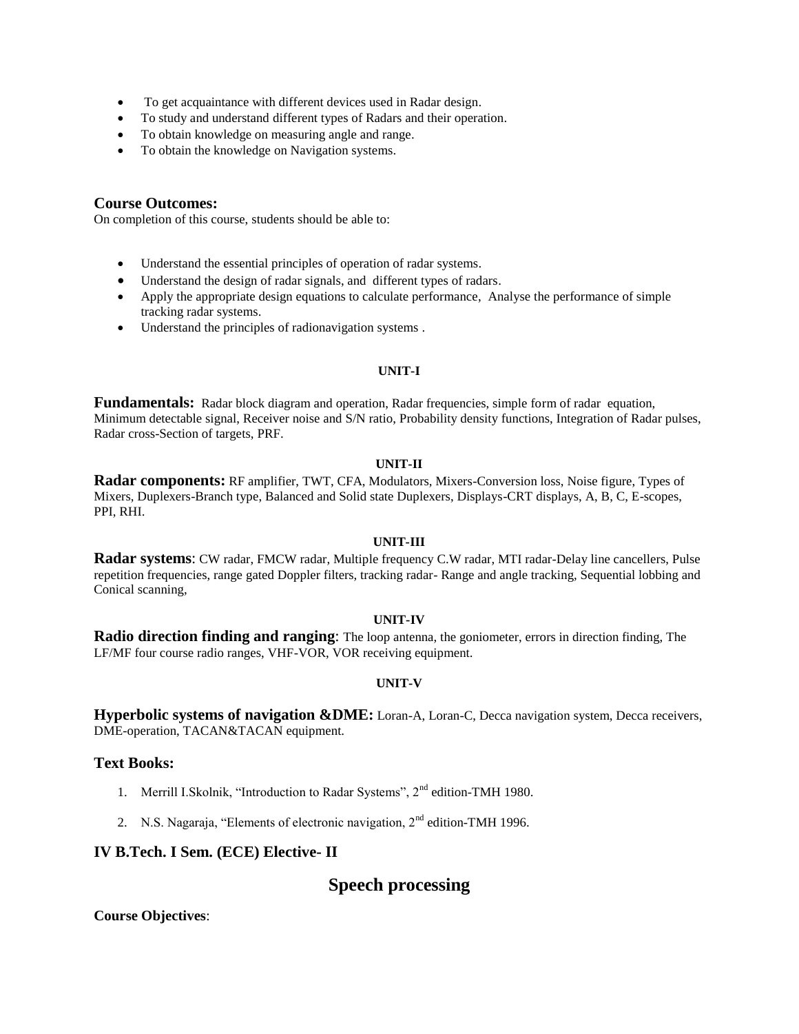- To get acquaintance with different devices used in Radar design.
- To study and understand different types of Radars and their operation.
- To obtain knowledge on measuring angle and range.
- To obtain the knowledge on Navigation systems.

### Course Outcomes:

On completion of this course, students should be able to:

- Understand the essential principles of operation of radar systems.
- Understand the design of radar signals, and different types of radars.
- Apply the appropriate design equations to calculate performance, Analyse the performance of simple tracking radar systems.
- Understand the principles of radionavigation systems .

**UNIT-I**

**Fundamentals:** Radar block diagram and operation, Radar frequencies, simple form of radar equation, Minimum detectable signal, Receiver noise and S/N ratio, Probability density functions, Integration of Radar pulses, Radar cross-Section of targets, PRF.

**UNIT-II**

**Radar components:** RF amplifier, TWT, CFA, Modulators, Mixers-Conversion loss, Noise figure, Types of Mixers, Duplexers-Branch type, Balanced and Solid state Duplexers, Displays-CRT displays, A, B, C, E-scopes, PPI, RHI.

**UNIT-III**

**Radar systems**: CW radar, FMCW radar, Multiple frequency C.W radar, MTI radar-Delay line cancellers, Pulse repetition frequencies, range gated Doppler filters, tracking radar- Range and angle tracking, Sequential lobbing and Conical scanning,

**UNIT-IV**

**Radio direction finding and ranging**: The loop antenna, the goniometer, errors in direction finding, The LF/MF four course radio ranges, VHF-VOR, VOR receiving equipment.

**UNIT-V**

**Hyperbolic systems of navigation &DME:** Loran-A, Loran-C, Decca navigation system, Decca receivers, DME-operation, TACAN&TACAN equipment.

### Text Books:

1. Merrill I.Skolnik, "Introduction to Radar Systems", 2nd edition-TMH 1980.
2. N.S. Nagaraja, "Elements of electronic navigation, 2nd edition-TMH 1996.

### IV B.Tech. I Sem. (ECE) Elective- II

## Speech processing

**Course Objectives**: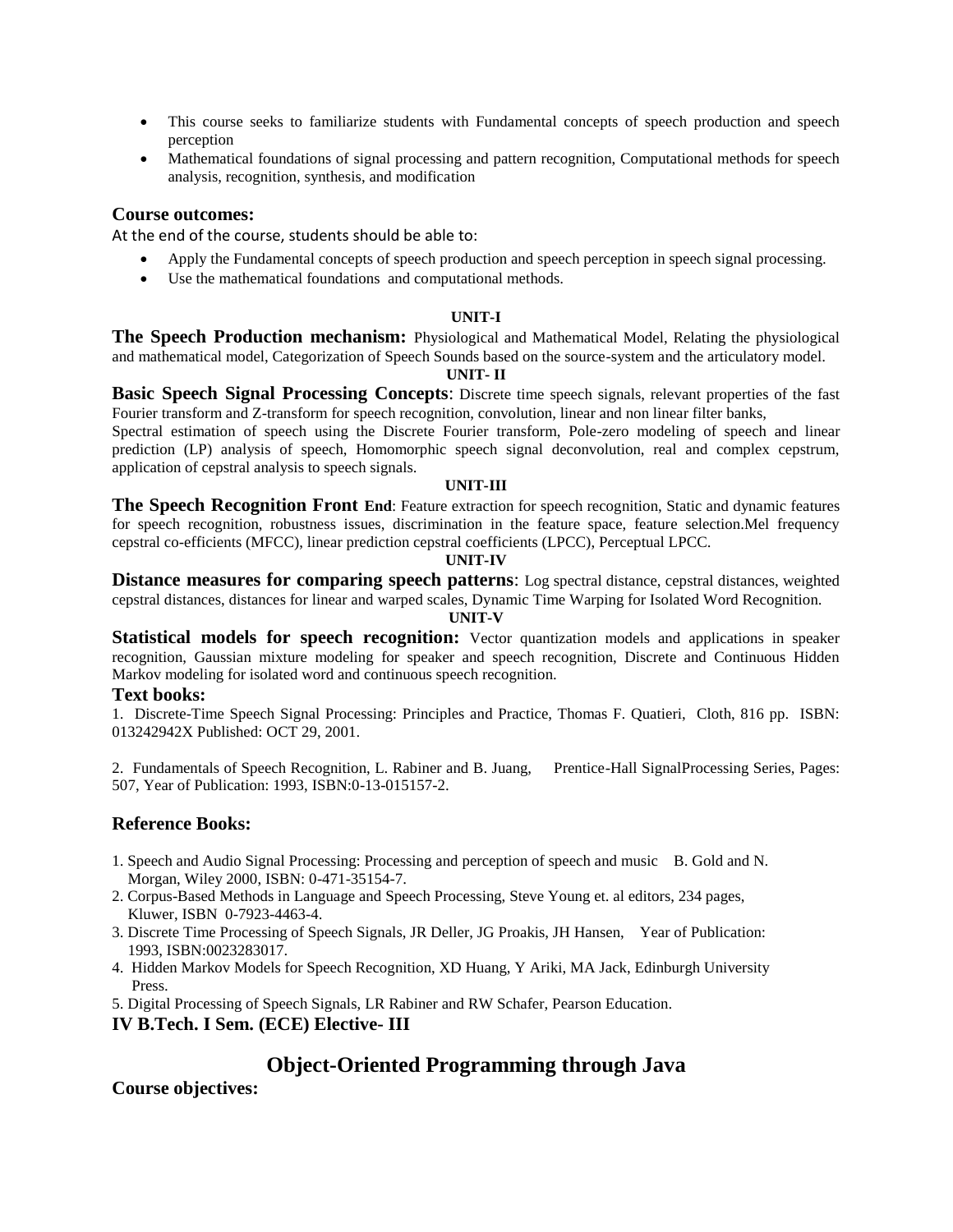- This course seeks to familiarize students with Fundamental concepts of speech production and speech perception
- Mathematical foundations of signal processing and pattern recognition, Computational methods for speech analysis, recognition, synthesis, and modification

### Course outcomes:

At the end of the course, students should be able to:

- Apply the Fundamental concepts of speech production and speech perception in speech signal processing.
- Use the mathematical foundations and computational methods.

**UNIT-I**

**The Speech Production mechanism:** Physiological and Mathematical Model, Relating the physiological and mathematical model, Categorization of Speech Sounds based on the source-system and the articulatory model.

**UNIT- II**

**Basic Speech Signal Processing Concepts**: Discrete time speech signals, relevant properties of the fast Fourier transform and Z-transform for speech recognition, convolution, linear and non linear filter banks,
Spectral estimation of speech using the Discrete Fourier transform, Pole-zero modeling of speech and linear prediction (LP) analysis of speech, Homomorphic speech signal deconvolution, real and complex cepstrum, application of cepstral analysis to speech signals.

**UNIT-III**

**The Speech Recognition Front End**: Feature extraction for speech recognition, Static and dynamic features for speech recognition, robustness issues, discrimination in the feature space, feature selection.Mel frequency cepstral co-efficients (MFCC), linear prediction cepstral coefficients (LPCC), Perceptual LPCC.

**UNIT-IV**

**Distance measures for comparing speech patterns**: Log spectral distance, cepstral distances, weighted cepstral distances, distances for linear and warped scales, Dynamic Time Warping for Isolated Word Recognition.

**UNIT-V**

**Statistical models for speech recognition:** Vector quantization models and applications in speaker recognition, Gaussian mixture modeling for speaker and speech recognition, Discrete and Continuous Hidden Markov modeling for isolated word and continuous speech recognition.

### Text books:

1. Discrete-Time Speech Signal Processing: Principles and Practice, Thomas F. Quatieri, Cloth, 816 pp. ISBN: 013242942X Published: OCT 29, 2001.

2. Fundamentals of Speech Recognition, L. Rabiner and B. Juang, Prentice-Hall SignalProcessing Series, Pages: 507, Year of Publication: 1993, ISBN:0-13-015157-2.

### Reference Books:

1. Speech and Audio Signal Processing: Processing and perception of speech and music B. Gold and N. Morgan, Wiley 2000, ISBN: 0-471-35154-7.
2. Corpus-Based Methods in Language and Speech Processing, Steve Young et. al editors, 234 pages, Kluwer, ISBN 0-7923-4463-4.
3. Discrete Time Processing of Speech Signals, JR Deller, JG Proakis, JH Hansen, Year of Publication: 1993, ISBN:0023283017.
4. Hidden Markov Models for Speech Recognition, XD Huang, Y Ariki, MA Jack, Edinburgh University Press.
5. Digital Processing of Speech Signals, LR Rabiner and RW Schafer, Pearson Education.

**IV B.Tech. I Sem. (ECE) Elective- III**

## Object-Oriented Programming through Java

### Course objectives: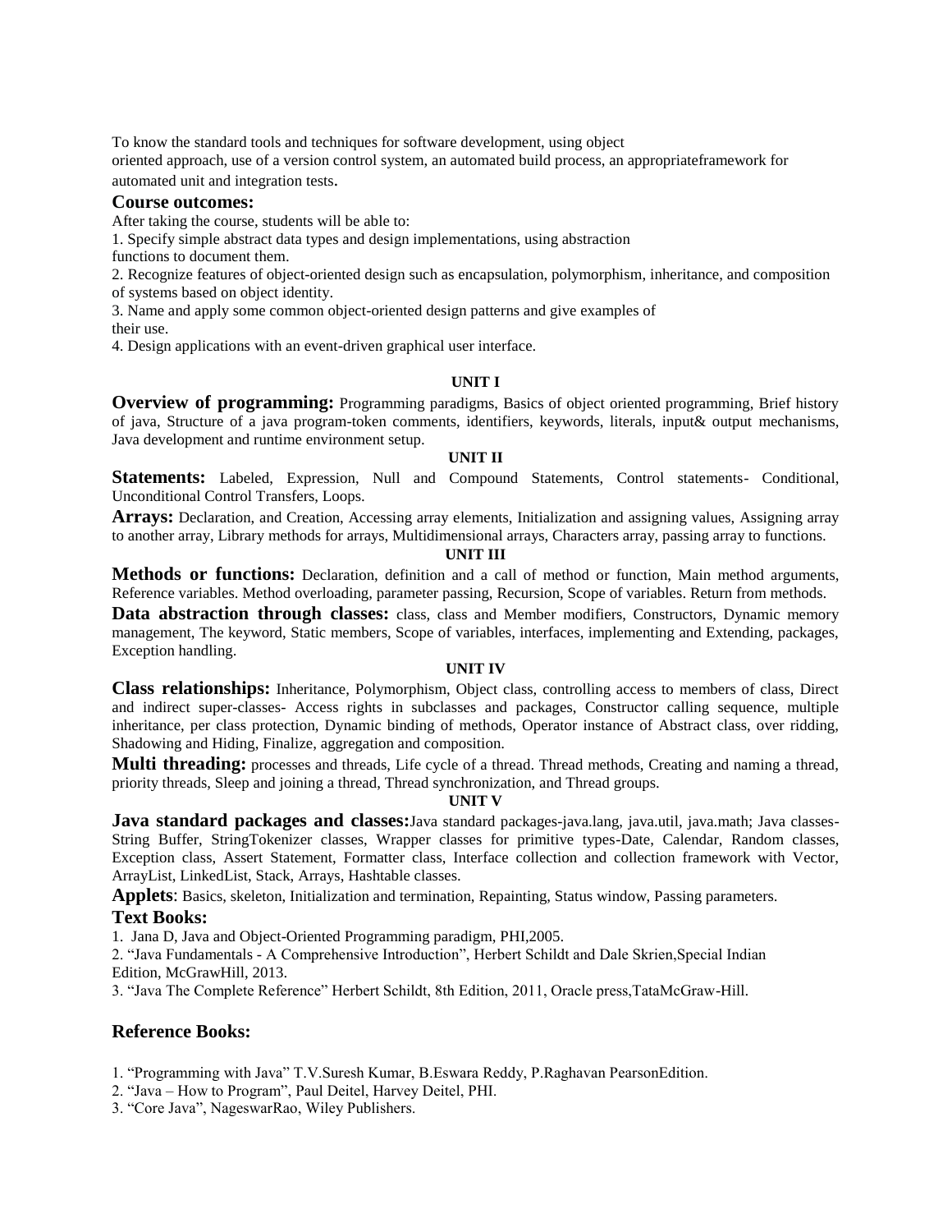To know the standard tools and techniques for software development, using object oriented approach, use of a version control system, an automated build process, an appropriateframework for automated unit and integration tests.

## Course outcomes:

After taking the course, students will be able to:

1. Specify simple abstract data types and design implementations, using abstraction functions to document them.
2. Recognize features of object-oriented design such as encapsulation, polymorphism, inheritance, and composition of systems based on object identity.
3. Name and apply some common object-oriented design patterns and give examples of their use.
4. Design applications with an event-driven graphical user interface.

### UNIT I

**Overview of programming:** Programming paradigms, Basics of object oriented programming, Brief history of java, Structure of a java program-token comments, identifiers, keywords, literals, input& output mechanisms, Java development and runtime environment setup.

### UNIT II

**Statements:** Labeled, Expression, Null and Compound Statements, Control statements- Conditional, Unconditional Control Transfers, Loops.

**Arrays:** Declaration, and Creation, Accessing array elements, Initialization and assigning values, Assigning array to another array, Library methods for arrays, Multidimensional arrays, Characters array, passing array to functions.

### UNIT III

**Methods or functions:** Declaration, definition and a call of method or function, Main method arguments, Reference variables. Method overloading, parameter passing, Recursion, Scope of variables. Return from methods.

**Data abstraction through classes:** class, class and Member modifiers, Constructors, Dynamic memory management, The keyword, Static members, Scope of variables, interfaces, implementing and Extending, packages, Exception handling.

### UNIT IV

**Class relationships:** Inheritance, Polymorphism, Object class, controlling access to members of class, Direct and indirect super-classes- Access rights in subclasses and packages, Constructor calling sequence, multiple inheritance, per class protection, Dynamic binding of methods, Operator instance of Abstract class, over ridding, Shadowing and Hiding, Finalize, aggregation and composition.

**Multi threading:** processes and threads, Life cycle of a thread. Thread methods, Creating and naming a thread, priority threads, Sleep and joining a thread, Thread synchronization, and Thread groups.

### UNIT V

**Java standard packages and classes:**Java standard packages-java.lang, java.util, java.math; Java classes-String Buffer, StringTokenizer classes, Wrapper classes for primitive types-Date, Calendar, Random classes, Exception class, Assert Statement, Formatter class, Interface collection and collection framework with Vector, ArrayList, LinkedList, Stack, Arrays, Hashtable classes.

**Applets**: Basics, skeleton, Initialization and termination, Repainting, Status window, Passing parameters.

## Text Books:

1. Jana D, Java and Object-Oriented Programming paradigm, PHI,2005.
2. “Java Fundamentals - A Comprehensive Introduction”, Herbert Schildt and Dale Skrien,Special Indian Edition, McGrawHill, 2013.
3. “Java The Complete Reference” Herbert Schildt, 8th Edition, 2011, Oracle press,TataMcGraw-Hill.

## Reference Books:

1. “Programming with Java” T.V.Suresh Kumar, B.Eswara Reddy, P.Raghavan PearsonEdition.
2. “Java – How to Program”, Paul Deitel, Harvey Deitel, PHI.
3. “Core Java”, NageswarRao, Wiley Publishers.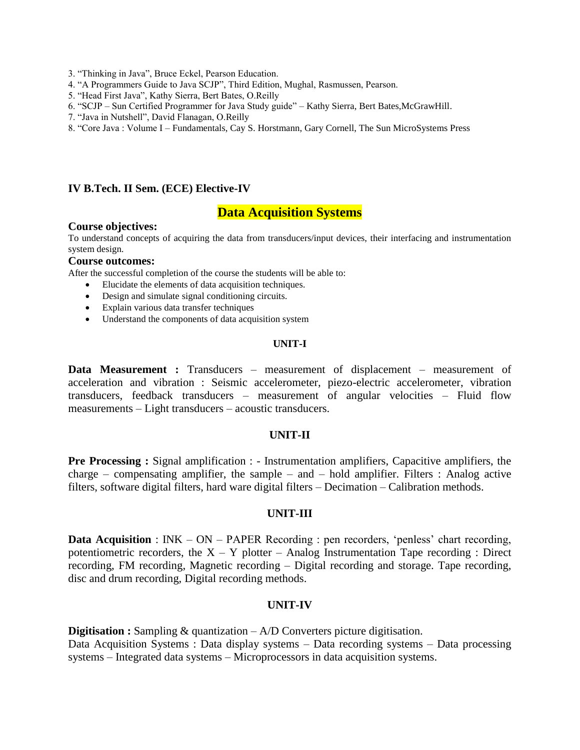3. "Thinking in Java", Bruce Eckel, Pearson Education.
4. "A Programmers Guide to Java SCJP", Third Edition, Mughal, Rasmussen, Pearson.
5. "Head First Java", Kathy Sierra, Bert Bates, O.Reilly
6. "SCJP – Sun Certified Programmer for Java Study guide" – Kathy Sierra, Bert Bates,McGrawHill.
7. "Java in Nutshell", David Flanagan, O.Reilly
8. "Core Java : Volume I – Fundamentals, Cay S. Horstmann, Gary Cornell, The Sun MicroSystems Press

**IV B.Tech. II Sem. (ECE) Elective-IV**

## Data Acquisition Systems

### Course objectives:

To understand concepts of acquiring the data from transducers/input devices, their interfacing and instrumentation system design.

### Course outcomes:

After the successful completion of the course the students will be able to:

- Elucidate the elements of data acquisition techniques.
- Design and simulate signal conditioning circuits.
- Explain various data transfer techniques
- Understand the components of data acquisition system

### UNIT-I

**Data Measurement :** Transducers – measurement of displacement – measurement of acceleration and vibration : Seismic accelerometer, piezo-electric accelerometer, vibration transducers, feedback transducers – measurement of angular velocities – Fluid flow measurements – Light transducers – acoustic transducers.

### UNIT-II

**Pre Processing :** Signal amplification : - Instrumentation amplifiers, Capacitive amplifiers, the charge – compensating amplifier, the sample – and – hold amplifier. Filters : Analog active filters, software digital filters, hard ware digital filters – Decimation – Calibration methods.

### UNIT-III

**Data Acquisition** : INK – ON – PAPER Recording : pen recorders, 'penless' chart recording, potentiometric recorders, the X – Y plotter – Analog Instrumentation Tape recording : Direct recording, FM recording, Magnetic recording – Digital recording and storage. Tape recording, disc and drum recording, Digital recording methods.

### UNIT-IV

**Digitisation :** Sampling & quantization – A/D Converters picture digitisation.
Data Acquisition Systems : Data display systems – Data recording systems – Data processing systems – Integrated data systems – Microprocessors in data acquisition systems.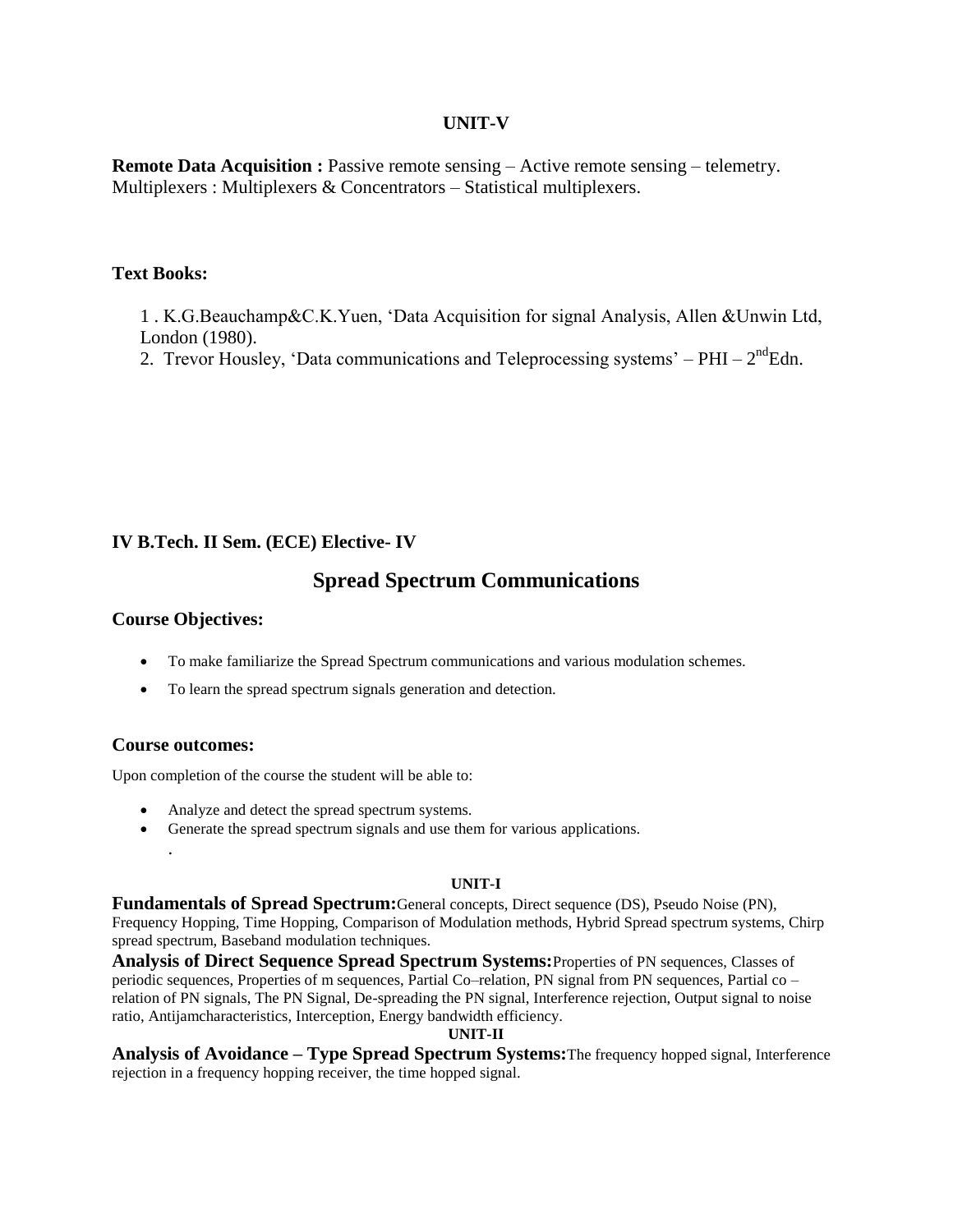### UNIT-V

**Remote Data Acquisition :** Passive remote sensing – Active remote sensing – telemetry. Multiplexers : Multiplexers & Concentrators – Statistical multiplexers.

### Text Books:

1 . K.G.Beauchamp&C.K.Yuen, 'Data Acquisition for signal Analysis, Allen &Unwin Ltd, London (1980).
2. Trevor Housley, 'Data communications and Teleprocessing systems' – PHI – 2nd Edn.

### IV B.Tech. II Sem. (ECE) Elective- IV

## Spread Spectrum Communications

### Course Objectives:

- To make familiarize the Spread Spectrum communications and various modulation schemes.
- To learn the spread spectrum signals generation and detection.

### Course outcomes:

Upon completion of the course the student will be able to:

- Analyze and detect the spread spectrum systems.
- Generate the spread spectrum signals and use them for various applications.

.

#### UNIT-I

**Fundamentals of Spread Spectrum:** General concepts, Direct sequence (DS), Pseudo Noise (PN), Frequency Hopping, Time Hopping, Comparison of Modulation methods, Hybrid Spread spectrum systems, Chirp spread spectrum, Baseband modulation techniques.

**Analysis of Direct Sequence Spread Spectrum Systems:** Properties of PN sequences, Classes of periodic sequences, Properties of m sequences, Partial Co–relation, PN signal from PN sequences, Partial co – relation of PN signals, The PN Signal, De-spreading the PN signal, Interference rejection, Output signal to noise ratio, Antijamcharacteristics, Interception, Energy bandwidth efficiency.

#### UNIT-II

**Analysis of Avoidance – Type Spread Spectrum Systems:** The frequency hopped signal, Interference rejection in a frequency hopping receiver, the time hopped signal.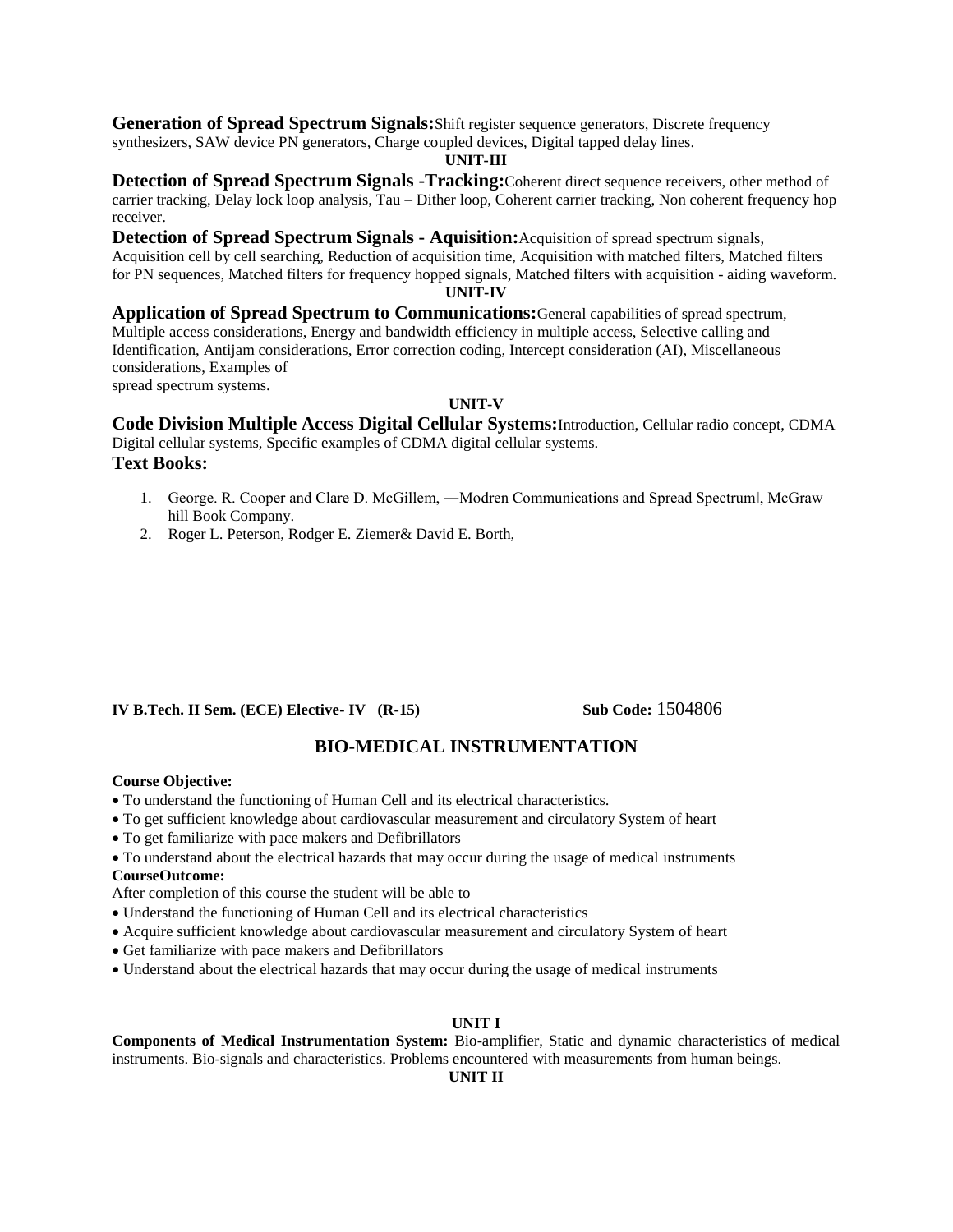**Generation of Spread Spectrum Signals:** Shift register sequence generators, Discrete frequency synthesizers, SAW device PN generators, Charge coupled devices, Digital tapped delay lines.

**UNIT-III**

**Detection of Spread Spectrum Signals -Tracking:** Coherent direct sequence receivers, other method of carrier tracking, Delay lock loop analysis, Tau – Dither loop, Coherent carrier tracking, Non coherent frequency hop receiver.

**Detection of Spread Spectrum Signals - Aquisition:** Acquisition of spread spectrum signals, Acquisition cell by cell searching, Reduction of acquisition time, Acquisition with matched filters, Matched filters for PN sequences, Matched filters for frequency hopped signals, Matched filters with acquisition - aiding waveform.

**UNIT-IV**

**Application of Spread Spectrum to Communications:** General capabilities of spread spectrum, Multiple access considerations, Energy and bandwidth efficiency in multiple access, Selective calling and Identification, Antijam considerations, Error correction coding, Intercept consideration (AI), Miscellaneous considerations, Examples of spread spectrum systems.

**UNIT-V**

**Code Division Multiple Access Digital Cellular Systems:** Introduction, Cellular radio concept, CDMA Digital cellular systems, Specific examples of CDMA digital cellular systems.

**Text Books:**

1. George. R. Cooper and Clare D. McGillem, ―Modren Communications and Spread Spectrum‖, McGraw hill Book Company.
2. Roger L. Peterson, Rodger E. Ziemer& David E. Borth,

**IV B.Tech. II Sem. (ECE) Elective- IV (R-15)** **Sub Code:** 1504806

## BIO-MEDICAL INSTRUMENTATION

**Course Objective:**

- To understand the functioning of Human Cell and its electrical characteristics.
- To get sufficient knowledge about cardiovascular measurement and circulatory System of heart
- To get familiarize with pace makers and Defibrillators
- To understand about the electrical hazards that may occur during the usage of medical instruments

**CourseOutcome:**

After completion of this course the student will be able to

- Understand the functioning of Human Cell and its electrical characteristics
- Acquire sufficient knowledge about cardiovascular measurement and circulatory System of heart
- Get familiarize with pace makers and Defibrillators
- Understand about the electrical hazards that may occur during the usage of medical instruments

**UNIT I**

**Components of Medical Instrumentation System:** Bio-amplifier, Static and dynamic characteristics of medical instruments. Bio-signals and characteristics. Problems encountered with measurements from human beings.

**UNIT II**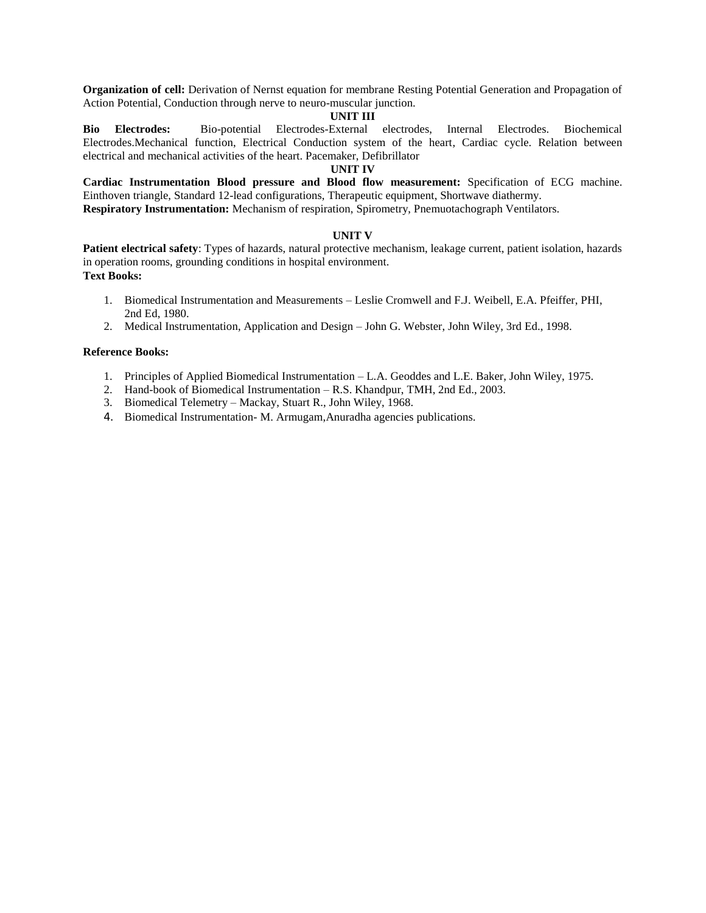**Organization of cell:** Derivation of Nernst equation for membrane Resting Potential Generation and Propagation of Action Potential, Conduction through nerve to neuro-muscular junction.

**UNIT III**

**Bio Electrodes:** Bio-potential Electrodes-External electrodes, Internal Electrodes. Biochemical Electrodes.Mechanical function, Electrical Conduction system of the heart, Cardiac cycle. Relation between electrical and mechanical activities of the heart. Pacemaker, Defibrillator

**UNIT IV**

**Cardiac Instrumentation Blood pressure and Blood flow measurement:** Specification of ECG machine. Einthoven triangle, Standard 12-lead configurations, Therapeutic equipment, Shortwave diathermy.

**Respiratory Instrumentation:** Mechanism of respiration, Spirometry, Pnemuotachograph Ventilators.

**UNIT V**

**Patient electrical safety**: Types of hazards, natural protective mechanism, leakage current, patient isolation, hazards in operation rooms, grounding conditions in hospital environment.

**Text Books:**

1. Biomedical Instrumentation and Measurements – Leslie Cromwell and F.J. Weibell, E.A. Pfeiffer, PHI, 2nd Ed, 1980.
2. Medical Instrumentation, Application and Design – John G. Webster, John Wiley, 3rd Ed., 1998.

**Reference Books:**

1. Principles of Applied Biomedical Instrumentation – L.A. Geoddes and L.E. Baker, John Wiley, 1975.
2. Hand-book of Biomedical Instrumentation – R.S. Khandpur, TMH, 2nd Ed., 2003.
3. Biomedical Telemetry – Mackay, Stuart R., John Wiley, 1968.
4. Biomedical Instrumentation- M. Armugam,Anuradha agencies publications.